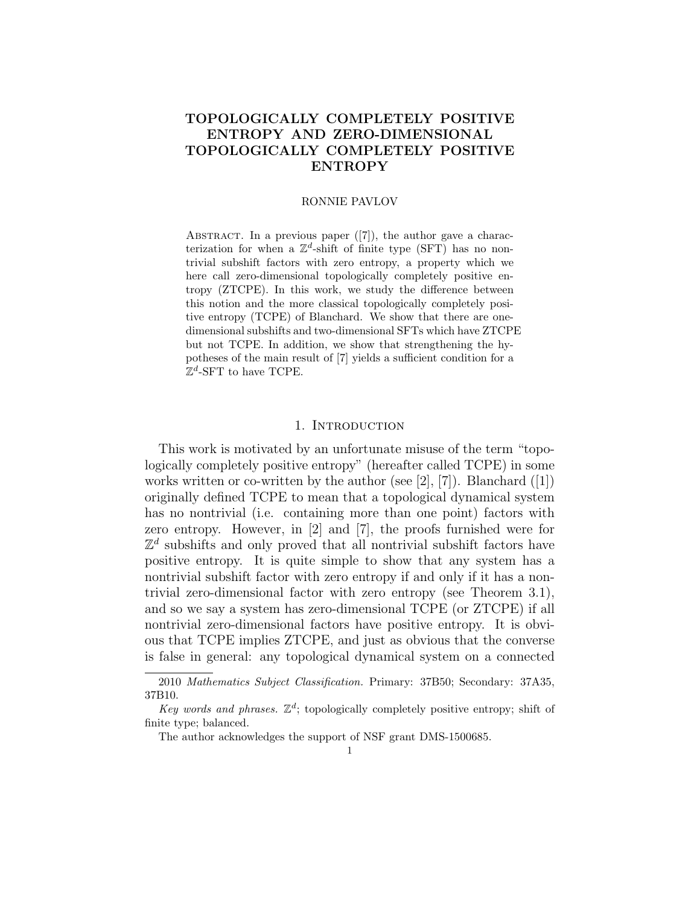# TOPOLOGICALLY COMPLETELY POSITIVE ENTROPY AND ZERO-DIMENSIONAL TOPOLOGICALLY COMPLETELY POSITIVE ENTROPY

RONNIE PAVLOV

Abstract. In a previous paper ([7]), the author gave a characterization for when a $\mathbb{Z}^d$-shift of finite type (SFT) has no nontrivial subshift factors with zero entropy, a property which we here call zero-dimensional topologically completely positive entropy (ZTCPE). In this work, we study the difference between this notion and the more classical topologically completely positive entropy (TCPE) of Blanchard. We show that there are one-dimensional subshifts and two-dimensional SFTs which have ZTCPE but not TCPE. In addition, we show that strengthening the hypotheses of the main result of [7] yields a sufficient condition for a $\mathbb{Z}^d$-SFT to have TCPE.

## 1. Introduction

This work is motivated by an unfortunate misuse of the term "topologically completely positive entropy" (hereafter called TCPE) in some works written or co-written by the author (see [2], [7]). Blanchard ([1]) originally defined TCPE to mean that a topological dynamical system has no nontrivial (i.e. containing more than one point) factors with zero entropy. However, in [2] and [7], the proofs furnished were for $\mathbb{Z}^d$ subshifts and only proved that all nontrivial subshift factors have positive entropy. It is quite simple to show that any system has a nontrivial subshift factor with zero entropy if and only if it has a nontrivial zero-dimensional factor with zero entropy (see Theorem 3.1), and so we say a system has zero-dimensional TCPE (or ZTCPE) if all nontrivial zero-dimensional factors have positive entropy. It is obvious that TCPE implies ZTCPE, and just as obvious that the converse is false in general: any topological dynamical system on a connected

2010 *Mathematics Subject Classification.* Primary: 37B50; Secondary: 37A35, 37B10.

*Key words and phrases.* $\mathbb{Z}^d$; topologically completely positive entropy; shift of finite type; balanced.

The author acknowledges the support of NSF grant DMS-1500685.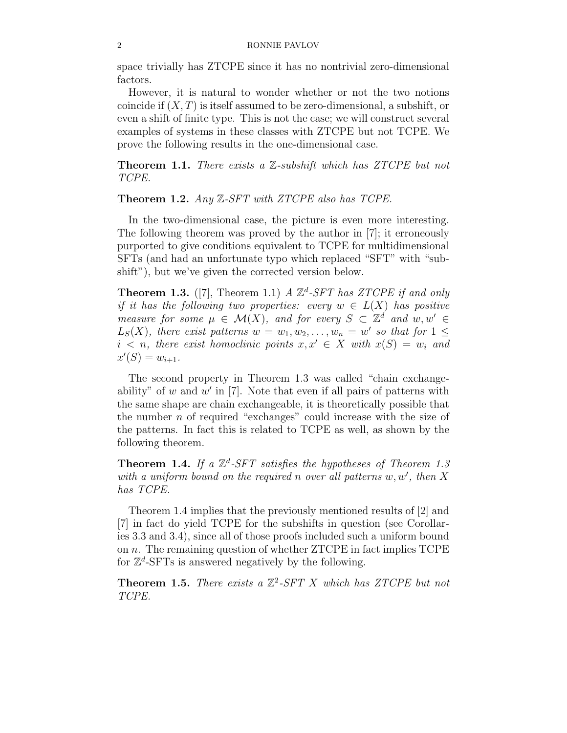space trivially has ZTCPE since it has no nontrivial zero-dimensional factors.

However, it is natural to wonder whether or not the two notions coincide if $(X, T)$ is itself assumed to be zero-dimensional, a subshift, or even a shift of finite type. This is not the case; we will construct several examples of systems in these classes with ZTCPE but not TCPE. We prove the following results in the one-dimensional case.

**Theorem 1.1.** *There exists a $\mathbb{Z}$-subshift which has ZTCPE but not TCPE.*

**Theorem 1.2.** *Any $\mathbb{Z}$-SFT with ZTCPE also has TCPE.*

In the two-dimensional case, the picture is even more interesting. The following theorem was proved by the author in [7]; it erroneously purported to give conditions equivalent to TCPE for multidimensional SFTs (and had an unfortunate typo which replaced "SFT" with "subshift"), but we've given the corrected version below.

**Theorem 1.3.** ([7], Theorem 1.1) *A $\mathbb{Z}^d$-SFT has ZTCPE if and only if it has the following two properties: every $w \in L(X)$ has positive measure for some $\mu \in \mathcal{M}(X)$, and for every $S \subset \mathbb{Z}^d$ and $w, w' \in L_S(X)$, there exist patterns $w = w_1, w_2, \ldots, w_n = w'$ so that for $1 \leq i < n$, there exist homoclinic points $x, x' \in X$ with $x(S) = w_i$ and $x'(S) = w_{i+1}$.*

The second property in Theorem 1.3 was called "chain exchangeability" of $w$ and $w'$ in [7]. Note that even if all pairs of patterns with the same shape are chain exchangeable, it is theoretically possible that the number $n$ of required "exchanges" could increase with the size of the patterns. In fact this is related to TCPE as well, as shown by the following theorem.

**Theorem 1.4.** *If a $\mathbb{Z}^d$-SFT satisfies the hypotheses of Theorem 1.3 with a uniform bound on the required $n$ over all patterns $w, w'$, then $X$ has TCPE.*

Theorem 1.4 implies that the previously mentioned results of [2] and [7] in fact do yield TCPE for the subshifts in question (see Corollaries 3.3 and 3.4), since all of those proofs included such a uniform bound on $n$. The remaining question of whether ZTCPE in fact implies TCPE for $\mathbb{Z}^d$-SFTs is answered negatively by the following.

**Theorem 1.5.** *There exists a $\mathbb{Z}^2$-SFT $X$ which has ZTCPE but not TCPE.*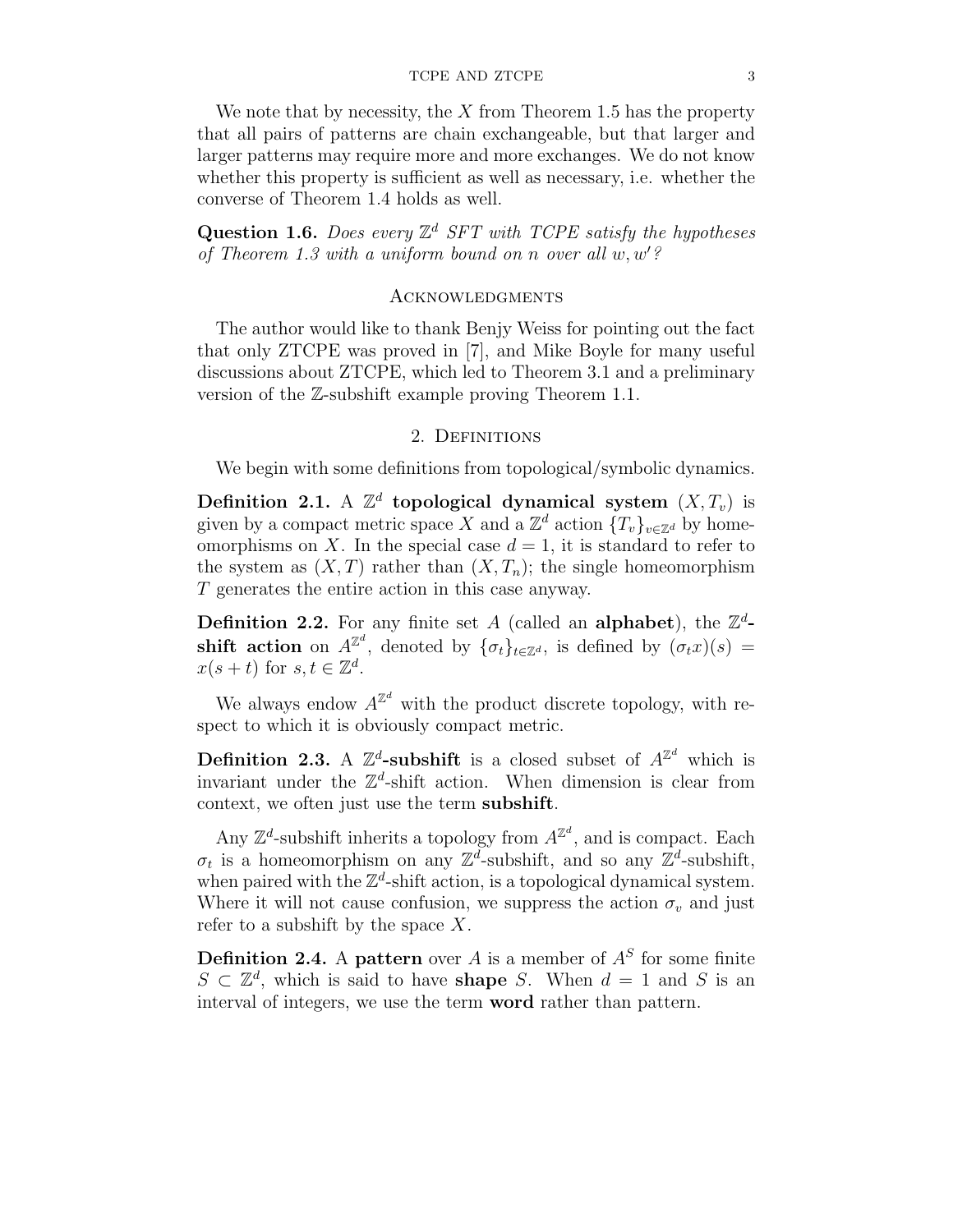We note that by necessity, the $X$ from Theorem 1.5 has the property that all pairs of patterns are chain exchangeable, but that larger and larger patterns may require more and more exchanges. We do not know whether this property is sufficient as well as necessary, i.e. whether the converse of Theorem 1.4 holds as well.

**Question 1.6.** *Does every $\mathbb{Z}^d$ SFT with TCPE satisfy the hypotheses of Theorem 1.3 with a uniform bound on $n$ over all $w, w'$?*

## Acknowledgments

The author would like to thank Benjy Weiss for pointing out the fact that only ZTCPE was proved in [7], and Mike Boyle for many useful discussions about ZTCPE, which led to Theorem 3.1 and a preliminary version of the $\mathbb{Z}$-subshift example proving Theorem 1.1.

## 2. Definitions

We begin with some definitions from topological/symbolic dynamics.

**Definition 2.1.** A $\mathbb{Z}^d$ **topological dynamical system** $(X, T_v)$ is given by a compact metric space $X$ and a $\mathbb{Z}^d$ action $\{T_v\}_{v \in \mathbb{Z}^d}$ by homeomorphisms on $X$. In the special case $d = 1$, it is standard to refer to the system as $(X, T)$ rather than $(X, T_n)$; the single homeomorphism $T$ generates the entire action in this case anyway.

**Definition 2.2.** For any finite set $A$ (called an **alphabet**), the $\mathbb{Z}^d$**-shift action** on $A^{\mathbb{Z}^d}$, denoted by $\{\sigma_t\}_{t \in \mathbb{Z}^d}$, is defined by $(\sigma_t x)(s) = x(s + t)$ for $s, t \in \mathbb{Z}^d$.

We always endow $A^{\mathbb{Z}^d}$ with the product discrete topology, with respect to which it is obviously compact metric.

**Definition 2.3.** A $\mathbb{Z}^d$**-subshift** is a closed subset of $A^{\mathbb{Z}^d}$ which is invariant under the $\mathbb{Z}^d$-shift action. When dimension is clear from context, we often just use the term **subshift**.

Any $\mathbb{Z}^d$-subshift inherits a topology from $A^{\mathbb{Z}^d}$, and is compact. Each $\sigma_t$ is a homeomorphism on any $\mathbb{Z}^d$-subshift, and so any $\mathbb{Z}^d$-subshift, when paired with the $\mathbb{Z}^d$-shift action, is a topological dynamical system. Where it will not cause confusion, we suppress the action $\sigma_v$ and just refer to a subshift by the space $X$.

**Definition 2.4.** A **pattern** over $A$ is a member of $A^S$ for some finite $S \subset \mathbb{Z}^d$, which is said to have **shape** $S$. When $d = 1$ and $S$ is an interval of integers, we use the term **word** rather than pattern.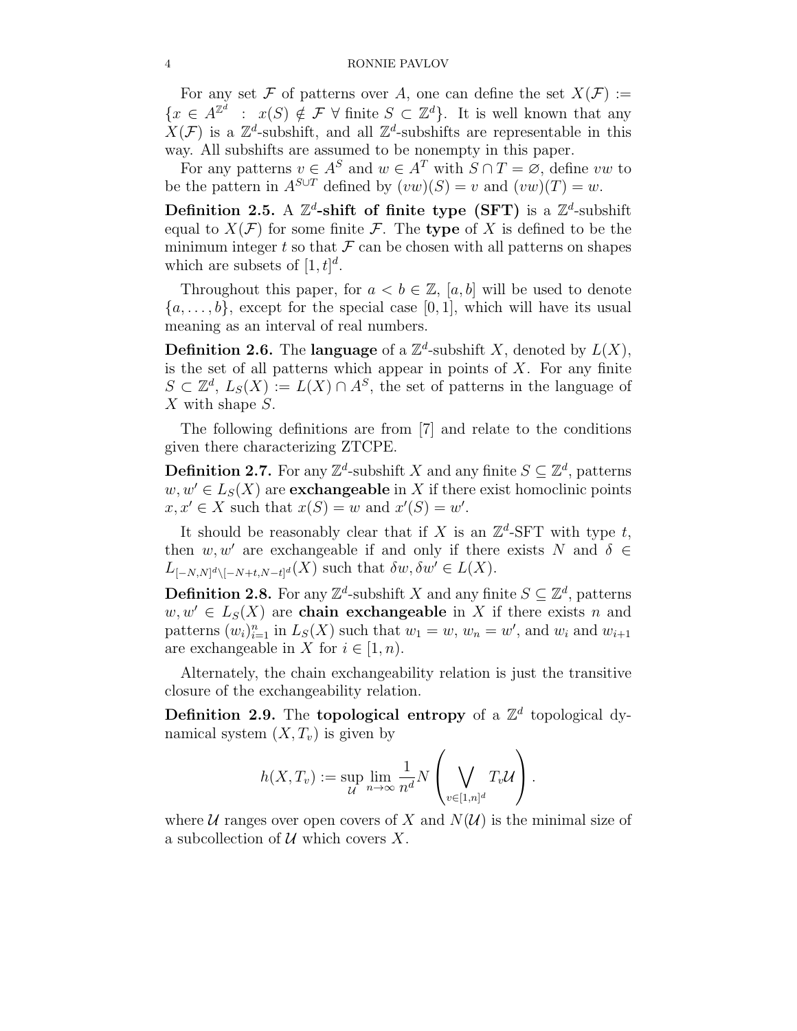For any set $\mathcal{F}$ of patterns over $A$, one can define the set $X(\mathcal{F}) := \{x \in A^{\mathbb{Z}^d} : x(S) \notin \mathcal{F} \ \forall \text{ finite } S \subset \mathbb{Z}^d\}$. It is well known that any $X(\mathcal{F})$ is a $\mathbb{Z}^d$-subshift, and all $\mathbb{Z}^d$-subshifts are representable in this way. All subshifts are assumed to be nonempty in this paper.

For any patterns $v \in A^S$ and $w \in A^T$ with $S \cap T = \varnothing$, define $vw$ to be the pattern in $A^{S \cup T}$ defined by $(vw)(S) = v$ and $(vw)(T) = w$.

**Definition 2.5.** A **$\mathbb{Z}^d$-shift of finite type (SFT)** is a $\mathbb{Z}^d$-subshift equal to $X(\mathcal{F})$ for some finite $\mathcal{F}$. The **type** of $X$ is defined to be the minimum integer $t$ so that $\mathcal{F}$ can be chosen with all patterns on shapes which are subsets of $[1, t]^d$.

Throughout this paper, for $a < b \in \mathbb{Z}$, $[a, b]$ will be used to denote $\{a, \dots, b\}$, except for the special case $[0, 1]$, which will have its usual meaning as an interval of real numbers.

**Definition 2.6.** The **language** of a $\mathbb{Z}^d$-subshift $X$, denoted by $L(X)$, is the set of all patterns which appear in points of $X$. For any finite $S \subset \mathbb{Z}^d$, $L_S(X) := L(X) \cap A^S$, the set of patterns in the language of $X$ with shape $S$.

The following definitions are from [7] and relate to the conditions given there characterizing ZTCPE.

**Definition 2.7.** For any $\mathbb{Z}^d$-subshift $X$ and any finite $S \subseteq \mathbb{Z}^d$, patterns $w, w' \in L_S(X)$ are **exchangeable** in $X$ if there exist homoclinic points $x, x' \in X$ such that $x(S) = w$ and $x'(S) = w'$.

It should be reasonably clear that if $X$ is an $\mathbb{Z}^d$-SFT with type $t$, then $w, w'$ are exchangeable if and only if there exists $N$ and $\delta \in L_{[-N,N]^d \setminus [-N+t, N-t]^d}(X)$ such that $\delta w, \delta w' \in L(X)$.

**Definition 2.8.** For any $\mathbb{Z}^d$-subshift $X$ and any finite $S \subseteq \mathbb{Z}^d$, patterns $w, w' \in L_S(X)$ are **chain exchangeable** in $X$ if there exists $n$ and patterns $(w_i)_{i=1}^n$ in $L_S(X)$ such that $w_1 = w$, $w_n = w'$, and $w_i$ and $w_{i+1}$ are exchangeable in $X$ for $i \in [1, n)$.

Alternately, the chain exchangeability relation is just the transitive closure of the exchangeability relation.

**Definition 2.9.** The **topological entropy** of a $\mathbb{Z}^d$ topological dynamical system $(X, T_v)$ is given by

$$h(X, T_v) := \sup_{\mathcal{U}} \lim_{n \to \infty} \frac{1}{n^d} N\left( \bigvee_{v \in [1,n]^d} T_v \mathcal{U} \right).$$

where $\mathcal{U}$ ranges over open covers of $X$ and $N(\mathcal{U})$ is the minimal size of a subcollection of $\mathcal{U}$ which covers $X$.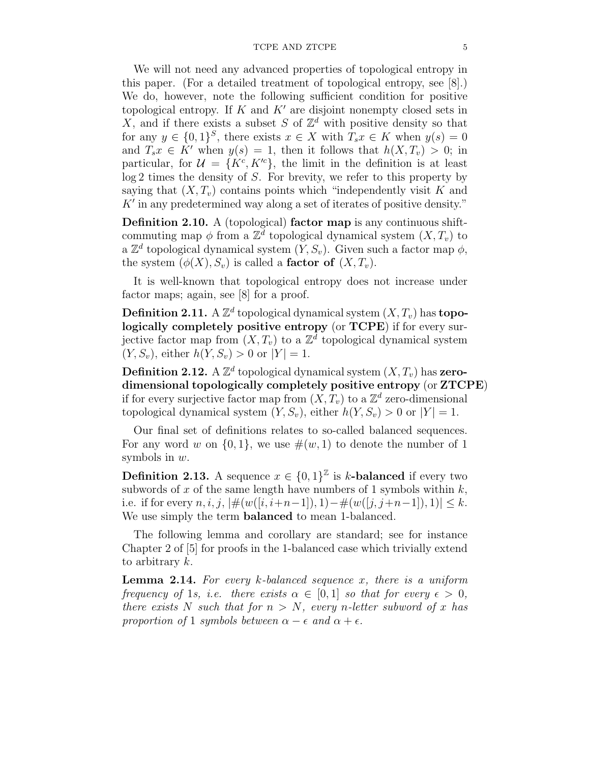We will not need any advanced properties of topological entropy in this paper. (For a detailed treatment of topological entropy, see [8].) We do, however, note the following sufficient condition for positive topological entropy. If $K$ and $K'$ are disjoint nonempty closed sets in $X$, and if there exists a subset $S$ of $\mathbb{Z}^d$ with positive density so that for any $y \in \{0,1\}^S$, there exists $x \in X$ with $T_s x \in K$ when $y(s) = 0$ and $T_s x \in K'$ when $y(s) = 1$, then it follows that $h(X, T_v) > 0$; in particular, for $\mathcal{U} = \{K^c, K'^c\}$, the limit in the definition is at least $\log 2$ times the density of $S$. For brevity, we refer to this property by saying that $(X, T_v)$ contains points which "independently visit $K$ and $K'$ in any predetermined way along a set of iterates of positive density."

**Definition 2.10.** A (topological) **factor map** is any continuous shift-commuting map $\phi$ from a $\mathbb{Z}^d$ topological dynamical system $(X, T_v)$ to a $\mathbb{Z}^d$ topological dynamical system $(Y, S_v)$. Given such a factor map $\phi$, the system $(\phi(X), S_v)$ is called a **factor of** $(X, T_v)$.

It is well-known that topological entropy does not increase under factor maps; again, see [8] for a proof.

**Definition 2.11.** A $\mathbb{Z}^d$ topological dynamical system $(X, T_v)$ has **topologically completely positive entropy** (or **TCPE**) if for every surjective factor map from $(X, T_v)$ to a $\mathbb{Z}^d$ topological dynamical system $(Y, S_v)$, either $h(Y, S_v) > 0$ or $|Y| = 1$.

**Definition 2.12.** A $\mathbb{Z}^d$ topological dynamical system $(X, T_v)$ has **zero-dimensional topologically completely positive entropy** (or **ZTCPE**) if for every surjective factor map from $(X, T_v)$ to a $\mathbb{Z}^d$ zero-dimensional topological dynamical system $(Y, S_v)$, either $h(Y, S_v) > 0$ or $|Y| = 1$.

Our final set of definitions relates to so-called balanced sequences. For any word $w$ on $\{0,1\}$, we use $\#(w, 1)$ to denote the number of 1 symbols in $w$.

**Definition 2.13.** A sequence $x \in \{0,1\}^{\mathbb{Z}}$ is $k$**-balanced** if every two subwords of $x$ of the same length have numbers of 1 symbols within $k$, i.e. if for every $n, i, j$, $|\#(w([i, i+n-1]), 1) - \#(w([j, j+n-1]), 1)| \leq k$. We use simply the term **balanced** to mean 1-balanced.

The following lemma and corollary are standard; see for instance Chapter 2 of [5] for proofs in the 1-balanced case which trivially extend to arbitrary $k$.

**Lemma 2.14.** *For every $k$-balanced sequence $x$, there is a uniform frequency of* 1*s, i.e. there exists $\alpha \in [0,1]$ so that for every $\epsilon > 0$, there exists $N$ such that for $n > N$, every $n$-letter subword of $x$ has proportion of* 1 *symbols between $\alpha - \epsilon$ and $\alpha + \epsilon$.*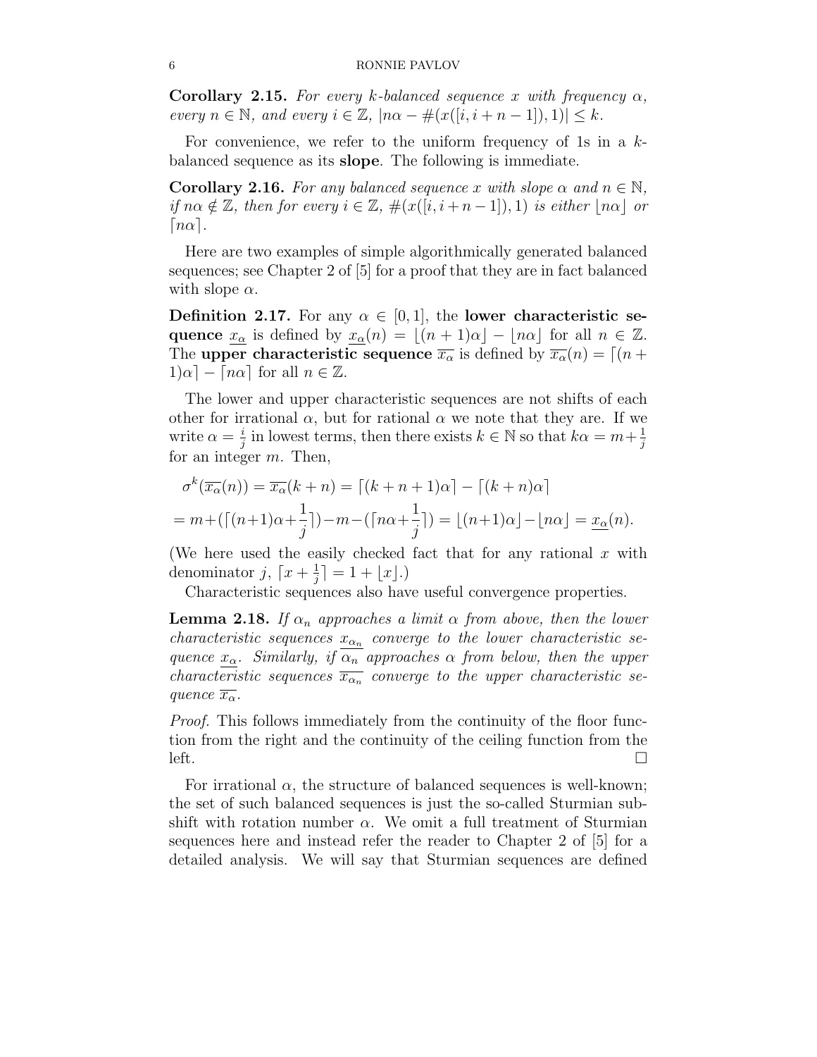**Corollary 2.15.** *For every $k$-balanced sequence $x$ with frequency $\alpha$, every $n \in \mathbb{N}$, and every $i \in \mathbb{Z}$, $|n\alpha - \#(x([i, i+n-1]), 1)| \leq k$.*

For convenience, we refer to the uniform frequency of 1s in a $k$-balanced sequence as its **slope**. The following is immediate.

**Corollary 2.16.** *For any balanced sequence $x$ with slope $\alpha$ and $n \in \mathbb{N}$, if $n\alpha \notin \mathbb{Z}$, then for every $i \in \mathbb{Z}$, $\#(x([i, i+n-1]), 1)$ is either $\lfloor n\alpha \rfloor$ or $\lceil n\alpha \rceil$.*

Here are two examples of simple algorithmically generated balanced sequences; see Chapter 2 of [5] for a proof that they are in fact balanced with slope $\alpha$.

**Definition 2.17.** For any $\alpha \in [0, 1]$, the **lower characteristic sequence** $\underline{x_\alpha}$ is defined by $\underline{x_\alpha}(n) = \lfloor (n+1)\alpha \rfloor - \lfloor n\alpha \rfloor$ for all $n \in \mathbb{Z}$. The **upper characteristic sequence** $\overline{x_\alpha}$ is defined by $\overline{x_\alpha}(n) = \lceil (n+1)\alpha \rceil - \lceil n\alpha \rceil$ for all $n \in \mathbb{Z}$.

The lower and upper characteristic sequences are not shifts of each other for irrational $\alpha$, but for rational $\alpha$ we note that they are. If we write $\alpha = \frac{i}{j}$ in lowest terms, then there exists $k \in \mathbb{N}$ so that $k\alpha = m + \frac{1}{j}$ for an integer $m$. Then,

$$\sigma^k(\overline{x_\alpha}(n)) = \overline{x_\alpha}(k+n) = \lceil (k+n+1)\alpha \rceil - \lceil (k+n)\alpha \rceil$$

$$= m + (\lceil (n+1)\alpha + \frac{1}{j} \rceil) - m - (\lceil n\alpha + \frac{1}{j} \rceil) = \lfloor (n+1)\alpha \rfloor - \lfloor n\alpha \rfloor = \underline{x_\alpha}(n).$$

(We here used the easily checked fact that for any rational $x$ with denominator $j$, $\lceil x + \frac{1}{j} \rceil = 1 + \lfloor x \rfloor$.)

Characteristic sequences also have useful convergence properties.

**Lemma 2.18.** *If $\alpha_n$ approaches a limit $\alpha$ from above, then the lower characteristic sequences $\underline{x_{\alpha_n}}$ converge to the lower characteristic sequence $\underline{x_\alpha}$. Similarly, if $\alpha_n$ approaches $\alpha$ from below, then the upper characteristic sequences $\overline{x_{\alpha_n}}$ converge to the upper characteristic sequence $\overline{x_\alpha}$.*

*Proof.* This follows immediately from the continuity of the floor function from the right and the continuity of the ceiling function from the left. $\square$

For irrational $\alpha$, the structure of balanced sequences is well-known; the set of such balanced sequences is just the so-called Sturmian subshift with rotation number $\alpha$. We omit a full treatment of Sturmian sequences here and instead refer the reader to Chapter 2 of [5] for a detailed analysis. We will say that Sturmian sequences are defined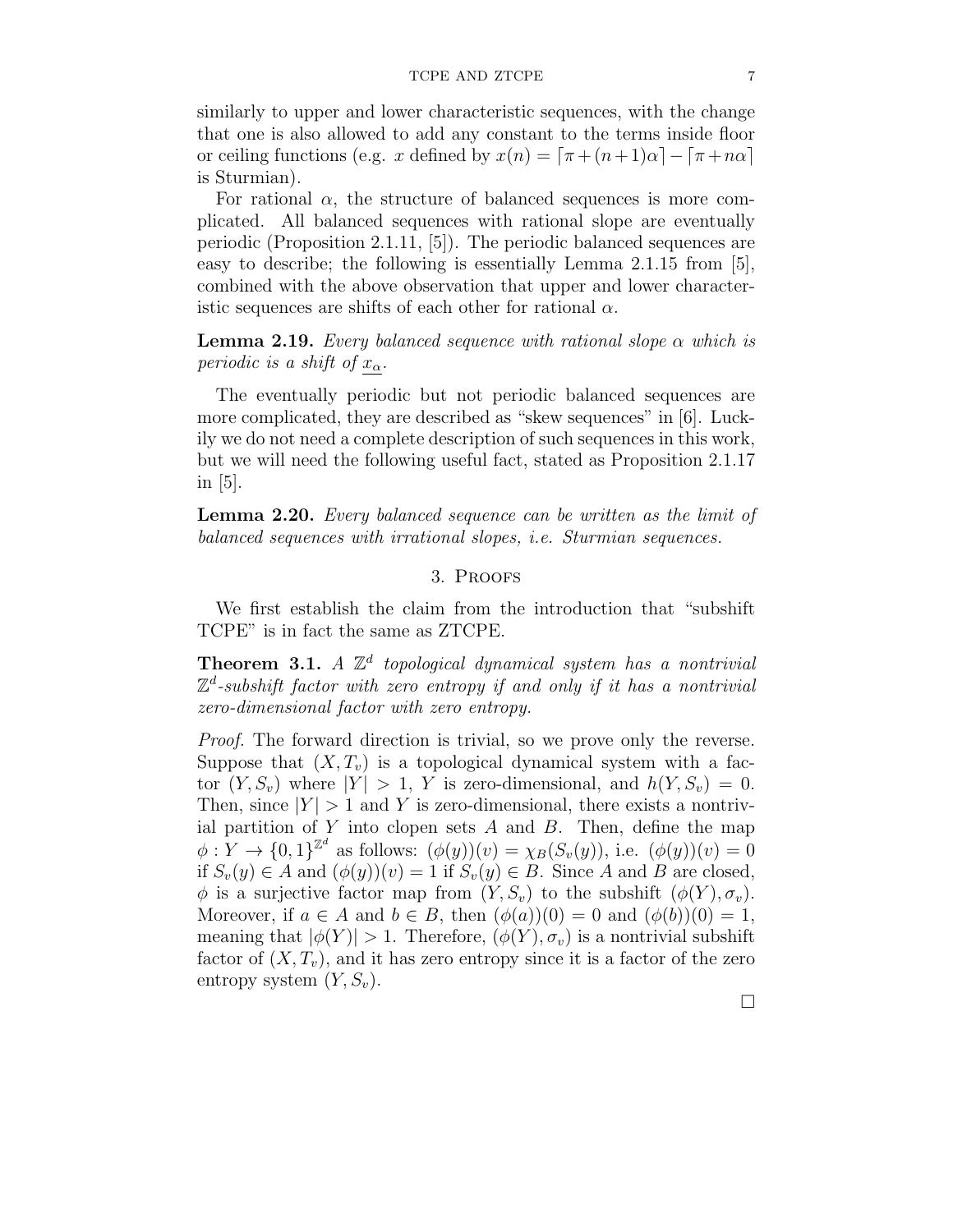similarly to upper and lower characteristic sequences, with the change that one is also allowed to add any constant to the terms inside floor or ceiling functions (e.g. $x$ defined by $x(n) = \lceil \pi + (n+1)\alpha \rceil - \lceil \pi + n\alpha \rceil$ is Sturmian).

For rational $\alpha$, the structure of balanced sequences is more complicated. All balanced sequences with rational slope are eventually periodic (Proposition 2.1.11, [5]). The periodic balanced sequences are easy to describe; the following is essentially Lemma 2.1.15 from [5], combined with the above observation that upper and lower characteristic sequences are shifts of each other for rational $\alpha$.

**Lemma 2.19.** *Every balanced sequence with rational slope $\alpha$ which is periodic is a shift of $\underline{x_\alpha}$.*

The eventually periodic but not periodic balanced sequences are more complicated, they are described as "skew sequences" in [6]. Luckily we do not need a complete description of such sequences in this work, but we will need the following useful fact, stated as Proposition 2.1.17 in [5].

**Lemma 2.20.** *Every balanced sequence can be written as the limit of balanced sequences with irrational slopes, i.e. Sturmian sequences.*

## 3. Proofs

We first establish the claim from the introduction that "subshift TCPE" is in fact the same as ZTCPE.

**Theorem 3.1.** *A $\mathbb{Z}^d$ topological dynamical system has a nontrivial $\mathbb{Z}^d$-subshift factor with zero entropy if and only if it has a nontrivial zero-dimensional factor with zero entropy.*

*Proof.* The forward direction is trivial, so we prove only the reverse. Suppose that $(X, T_v)$ is a topological dynamical system with a factor $(Y, S_v)$ where $|Y| > 1$, $Y$ is zero-dimensional, and $h(Y, S_v) = 0$. Then, since $|Y| > 1$ and $Y$ is zero-dimensional, there exists a nontrivial partition of $Y$ into clopen sets $A$ and $B$. Then, define the map $\phi : Y \to \{0,1\}^{\mathbb{Z}^d}$ as follows: $(\phi(y))(v) = \chi_B(S_v(y))$, i.e. $(\phi(y))(v) = 0$ if $S_v(y) \in A$ and $(\phi(y))(v) = 1$ if $S_v(y) \in B$. Since $A$ and $B$ are closed, $\phi$ is a surjective factor map from $(Y, S_v)$ to the subshift $(\phi(Y), \sigma_v)$. Moreover, if $a \in A$ and $b \in B$, then $(\phi(a))(0) = 0$ and $(\phi(b))(0) = 1$, meaning that $|\phi(Y)| > 1$. Therefore, $(\phi(Y), \sigma_v)$ is a nontrivial subshift factor of $(X, T_v)$, and it has zero entropy since it is a factor of the zero entropy system $(Y, S_v)$.

∎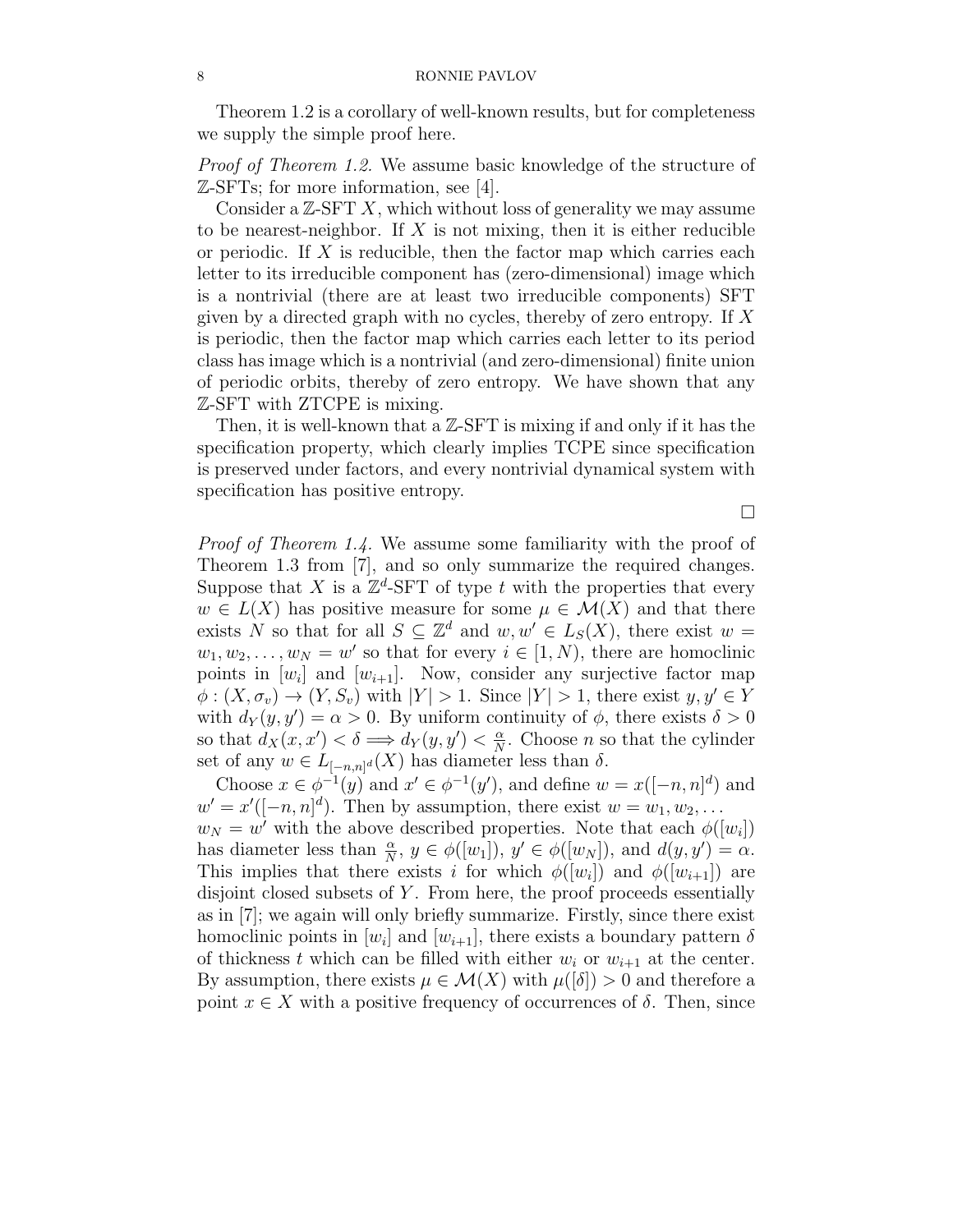Theorem 1.2 is a corollary of well-known results, but for completeness we supply the simple proof here.

*Proof of Theorem 1.2.* We assume basic knowledge of the structure of $\mathbb{Z}$-SFTs; for more information, see [4].

Consider a $\mathbb{Z}$-SFT $X$, which without loss of generality we may assume to be nearest-neighbor. If $X$ is not mixing, then it is either reducible or periodic. If $X$ is reducible, then the factor map which carries each letter to its irreducible component has (zero-dimensional) image which is a nontrivial (there are at least two irreducible components) SFT given by a directed graph with no cycles, thereby of zero entropy. If $X$ is periodic, then the factor map which carries each letter to its period class has image which is a nontrivial (and zero-dimensional) finite union of periodic orbits, thereby of zero entropy. We have shown that any $\mathbb{Z}$-SFT with ZTCPE is mixing.

Then, it is well-known that a $\mathbb{Z}$-SFT is mixing if and only if it has the specification property, which clearly implies TCPE since specification is preserved under factors, and every nontrivial dynamical system with specification has positive entropy.

$\square$

*Proof of Theorem 1.4.* We assume some familiarity with the proof of Theorem 1.3 from [7], and so only summarize the required changes. Suppose that $X$ is a $\mathbb{Z}^d$-SFT of type $t$ with the properties that every $w \in L(X)$ has positive measure for some $\mu \in \mathcal{M}(X)$ and that there exists $N$ so that for all $S \subseteq \mathbb{Z}^d$ and $w, w' \in L_S(X)$, there exist $w = w_1, w_2, \ldots, w_N = w'$ so that for every $i \in [1, N)$, there are homoclinic points in $[w_i]$ and $[w_{i+1}]$. Now, consider any surjective factor map $\phi : (X, \sigma_v) \to (Y, S_v)$ with $|Y| > 1$. Since $|Y| > 1$, there exist $y, y' \in Y$ with $d_Y(y, y') = \alpha > 0$. By uniform continuity of $\phi$, there exists $\delta > 0$ so that $d_X(x, x') < \delta \Longrightarrow d_Y(y, y') < \frac{\alpha}{N}$. Choose $n$ so that the cylinder set of any $w \in L_{[-n,n]^d}(X)$ has diameter less than $\delta$.

Choose $x \in \phi^{-1}(y)$ and $x' \in \phi^{-1}(y')$, and define $w = x([-n, n]^d)$ and $w' = x'([-n, n]^d)$. Then by assumption, there exist $w = w_1, w_2, \ldots$ $w_N = w'$ with the above described properties. Note that each $\phi([w_i])$ has diameter less than $\frac{\alpha}{N}$, $y \in \phi([w_1])$, $y' \in \phi([w_N])$, and $d(y, y') = \alpha$. This implies that there exists $i$ for which $\phi([w_i])$ and $\phi([w_{i+1}])$ are disjoint closed subsets of $Y$. From here, the proof proceeds essentially as in [7]; we again will only briefly summarize. Firstly, since there exist homoclinic points in $[w_i]$ and $[w_{i+1}]$, there exists a boundary pattern $\delta$ of thickness $t$ which can be filled with either $w_i$ or $w_{i+1}$ at the center. By assumption, there exists $\mu \in \mathcal{M}(X)$ with $\mu([\delta]) > 0$ and therefore a point $x \in X$ with a positive frequency of occurrences of $\delta$. Then, since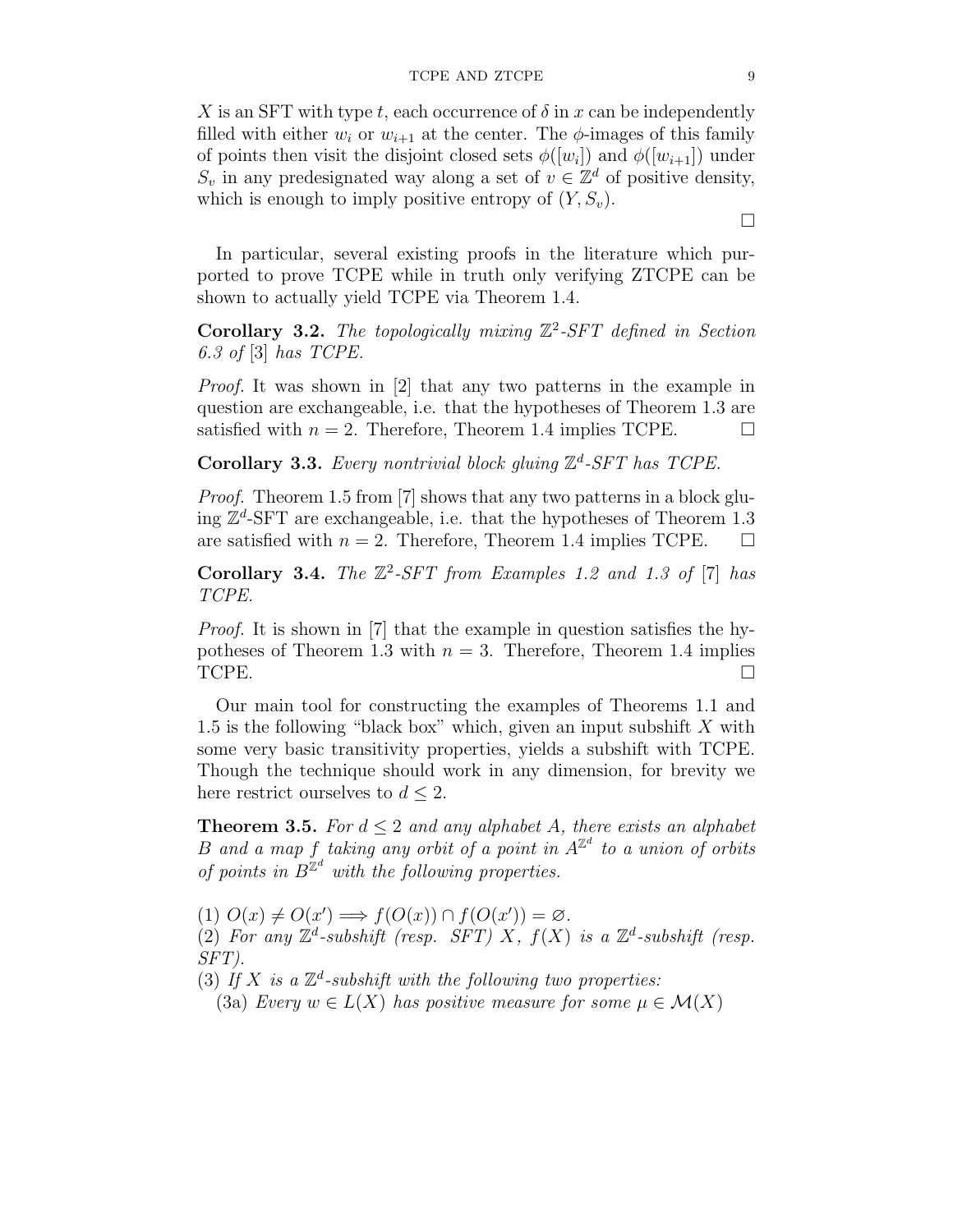$X$ is an SFT with type $t$, each occurrence of $\delta$ in $x$ can be independently filled with either $w_i$ or $w_{i+1}$ at the center. The $\phi$-images of this family of points then visit the disjoint closed sets $\phi([w_i])$ and $\phi([w_{i+1}])$ under $S_v$ in any predesignated way along a set of $v \in \mathbb{Z}^d$ of positive density, which is enough to imply positive entropy of $(Y, S_v)$.

□

In particular, several existing proofs in the literature which purported to prove TCPE while in truth only verifying ZTCPE can be shown to actually yield TCPE via Theorem 1.4.

**Corollary 3.2.** *The topologically mixing $\mathbb{Z}^2$-SFT defined in Section 6.3 of* [3] *has TCPE.*

*Proof.* It was shown in [2] that any two patterns in the example in question are exchangeable, i.e. that the hypotheses of Theorem 1.3 are satisfied with $n = 2$. Therefore, Theorem 1.4 implies TCPE. □

**Corollary 3.3.** *Every nontrivial block gluing $\mathbb{Z}^d$-SFT has TCPE.*

*Proof.* Theorem 1.5 from [7] shows that any two patterns in a block gluing $\mathbb{Z}^d$-SFT are exchangeable, i.e. that the hypotheses of Theorem 1.3 are satisfied with $n = 2$. Therefore, Theorem 1.4 implies TCPE. □

**Corollary 3.4.** *The $\mathbb{Z}^2$-SFT from Examples 1.2 and 1.3 of* [7] *has TCPE.*

*Proof.* It is shown in [7] that the example in question satisfies the hypotheses of Theorem 1.3 with $n = 3$. Therefore, Theorem 1.4 implies TCPE. □

Our main tool for constructing the examples of Theorems 1.1 and 1.5 is the following "black box" which, given an input subshift $X$ with some very basic transitivity properties, yields a subshift with TCPE. Though the technique should work in any dimension, for brevity we here restrict ourselves to $d \leq 2$.

**Theorem 3.5.** *For $d \leq 2$ and any alphabet $A$, there exists an alphabet $B$ and a map $f$ taking any orbit of a point in $A^{\mathbb{Z}^d}$ to a union of orbits of points in $B^{\mathbb{Z}^d}$ with the following properties.*

(1) $O(x) \neq O(x') \implies f(O(x)) \cap f(O(x')) = \varnothing$.
(2) *For any $\mathbb{Z}^d$-subshift (resp. SFT) $X$, $f(X)$ is a $\mathbb{Z}^d$-subshift (resp. SFT).*
(3) *If $X$ is a $\mathbb{Z}^d$-subshift with the following two properties:*
 (3a) *Every $w \in L(X)$ has positive measure for some $\mu \in \mathcal{M}(X)$*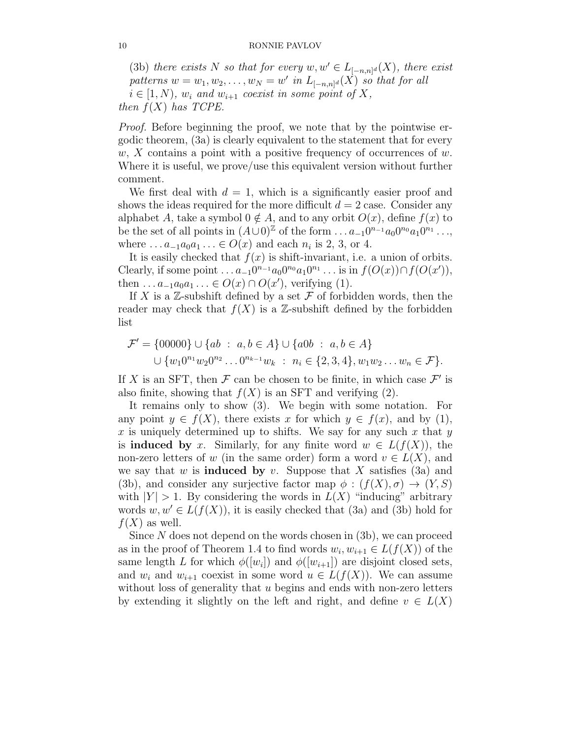(3b) *there exists $N$ so that for every $w, w' \in L_{[-n,n]^d}(X)$, there exist patterns $w = w_1, w_2, \ldots, w_N = w'$ in $L_{[-n,n]^d}(X)$ so that for all $i \in [1, N)$, $w_i$ and $w_{i+1}$ coexist in some point of $X$,*

*then $f(X)$ has TCPE.*

*Proof.* Before beginning the proof, we note that by the pointwise ergodic theorem, (3a) is clearly equivalent to the statement that for every $w$, $X$ contains a point with a positive frequency of occurrences of $w$. Where it is useful, we prove/use this equivalent version without further comment.

We first deal with $d = 1$, which is a significantly easier proof and shows the ideas required for the more difficult $d = 2$ case. Consider any alphabet $A$, take a symbol $0 \notin A$, and to any orbit $O(x)$, define $f(x)$ to be the set of all points in $(A \cup 0)^{\mathbb{Z}}$ of the form $\ldots a_{-1} 0^{n_{-1}} a_0 0^{n_0} a_1 0^{n_1} \ldots$, where $\ldots a_{-1} a_0 a_1 \ldots \in O(x)$ and each $n_i$ is 2, 3, or 4.

It is easily checked that $f(x)$ is shift-invariant, i.e. a union of orbits. Clearly, if some point $\ldots a_{-1} 0^{n_{-1}} a_0 0^{n_0} a_1 0^{n_1} \ldots$ is in $f(O(x)) \cap f(O(x'))$, then $\ldots a_{-1} a_0 a_1 \ldots \in O(x) \cap O(x')$, verifying (1).

If $X$ is a $\mathbb{Z}$-subshift defined by a set $\mathcal{F}$ of forbidden words, then the reader may check that $f(X)$ is a $\mathbb{Z}$-subshift defined by the forbidden list

$$\mathcal{F}' = \{00000\} \cup \{ab \ : \ a, b \in A\} \cup \{a0b \ : \ a, b \in A\}$$
$$\cup \{w_1 0^{n_1} w_2 0^{n_2} \ldots 0^{n_{k-1}} w_k \ : \ n_i \in \{2, 3, 4\}, w_1 w_2 \ldots w_n \in \mathcal{F}\}.$$

If $X$ is an SFT, then $\mathcal{F}$ can be chosen to be finite, in which case $\mathcal{F}'$ is also finite, showing that $f(X)$ is an SFT and verifying (2).

It remains only to show (3). We begin with some notation. For any point $y \in f(X)$, there exists $x$ for which $y \in f(x)$, and by (1), $x$ is uniquely determined up to shifts. We say for any such $x$ that $y$ is **induced by** $x$. Similarly, for any finite word $w \in L(f(X))$, the non-zero letters of $w$ (in the same order) form a word $v \in L(X)$, and we say that $w$ is **induced by** $v$. Suppose that $X$ satisfies (3a) and (3b), and consider any surjective factor map $\phi : (f(X), \sigma) \to (Y, S)$ with $|Y| > 1$. By considering the words in $L(X)$ "inducing" arbitrary words $w, w' \in L(f(X))$, it is easily checked that (3a) and (3b) hold for $f(X)$ as well.

Since $N$ does not depend on the words chosen in (3b), we can proceed as in the proof of Theorem 1.4 to find words $w_i, w_{i+1} \in L(f(X))$ of the same length $L$ for which $\phi([w_i])$ and $\phi([w_{i+1}])$ are disjoint closed sets, and $w_i$ and $w_{i+1}$ coexist in some word $u \in L(f(X))$. We can assume without loss of generality that $u$ begins and ends with non-zero letters by extending it slightly on the left and right, and define $v \in L(X)$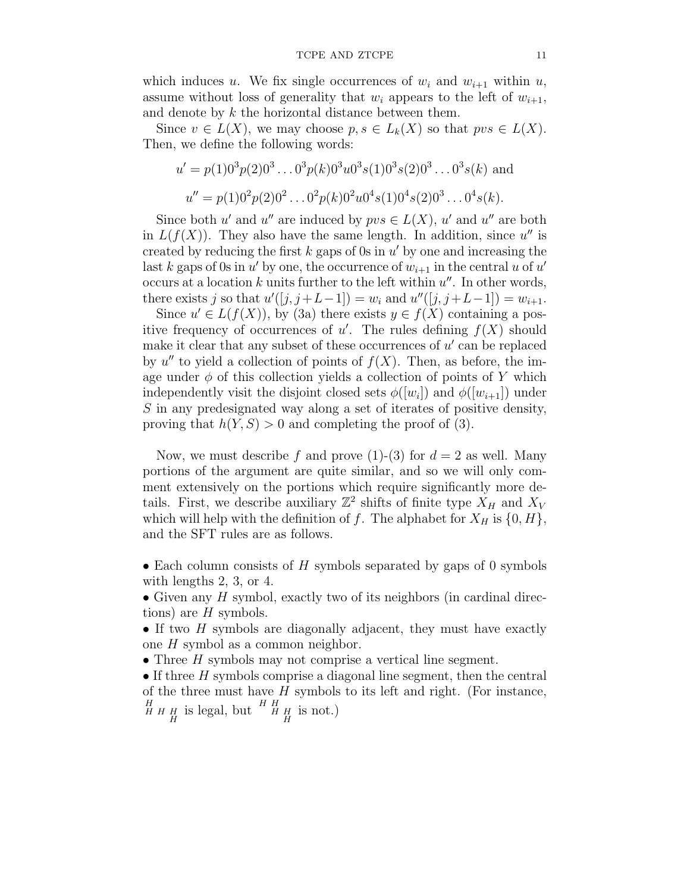which induces $u$. We fix single occurrences of $w_i$ and $w_{i+1}$ within $u$, assume without loss of generality that $w_i$ appears to the left of $w_{i+1}$, and denote by $k$ the horizontal distance between them.

Since $v \in L(X)$, we may choose $p, s \in L_k(X)$ so that $pvs \in L(X)$. Then, we define the following words:

$$u' = p(1)0^3p(2)0^3 \dots 0^3p(k)0^3u0^3s(1)0^3s(2)0^3 \dots 0^3s(k) \text{ and}$$

$$u'' = p(1)0^2p(2)0^2 \dots 0^2p(k)0^2u0^4s(1)0^4s(2)0^3 \dots 0^4s(k).$$

Since both $u'$ and $u''$ are induced by $pvs \in L(X)$, $u'$ and $u''$ are both in $L(f(X))$. They also have the same length. In addition, since $u''$ is created by reducing the first $k$ gaps of 0s in $u'$ by one and increasing the last $k$ gaps of 0s in $u'$ by one, the occurrence of $w_{i+1}$ in the central $u$ of $u'$ occurs at a location $k$ units further to the left within $u''$. In other words, there exists $j$ so that $u'([j, j+L-1]) = w_i$ and $u''([j, j+L-1]) = w_{i+1}$.

Since $u' \in L(f(X))$, by (3a) there exists $y \in f(X)$ containing a positive frequency of occurrences of $u'$. The rules defining $f(X)$ should make it clear that any subset of these occurrences of $u'$ can be replaced by $u''$ to yield a collection of points of $f(X)$. Then, as before, the image under $\phi$ of this collection yields a collection of points of $Y$ which independently visit the disjoint closed sets $\phi([w_i])$ and $\phi([w_{i+1}])$ under $S$ in any predesignated way along a set of iterates of positive density, proving that $h(Y, S) > 0$ and completing the proof of (3).

Now, we must describe $f$ and prove (1)-(3) for $d = 2$ as well. Many portions of the argument are quite similar, and so we will only comment extensively on the portions which require significantly more details. First, we describe auxiliary $\mathbb{Z}^2$ shifts of finite type $X_H$ and $X_V$ which will help with the definition of $f$. The alphabet for $X_H$ is $\{0, H\}$, and the SFT rules are as follows.

- Each column consists of $H$ symbols separated by gaps of 0 symbols with lengths 2, 3, or 4.
- Given any $H$ symbol, exactly two of its neighbors (in cardinal directions) are $H$ symbols.
- If two $H$ symbols are diagonally adjacent, they must have exactly one $H$ symbol as a common neighbor.
- Three $H$ symbols may not comprise a vertical line segment.
- If three $H$ symbols comprise a diagonal line segment, then the central of the three must have $H$ symbols to its left and right. (For instance, $\begin{smallmatrix} H & & \\ H & H & H \\ & & H \end{smallmatrix}$ is legal, but $\begin{smallmatrix} H & H & \\ & H & H \\ & & H \end{smallmatrix}$ is not.)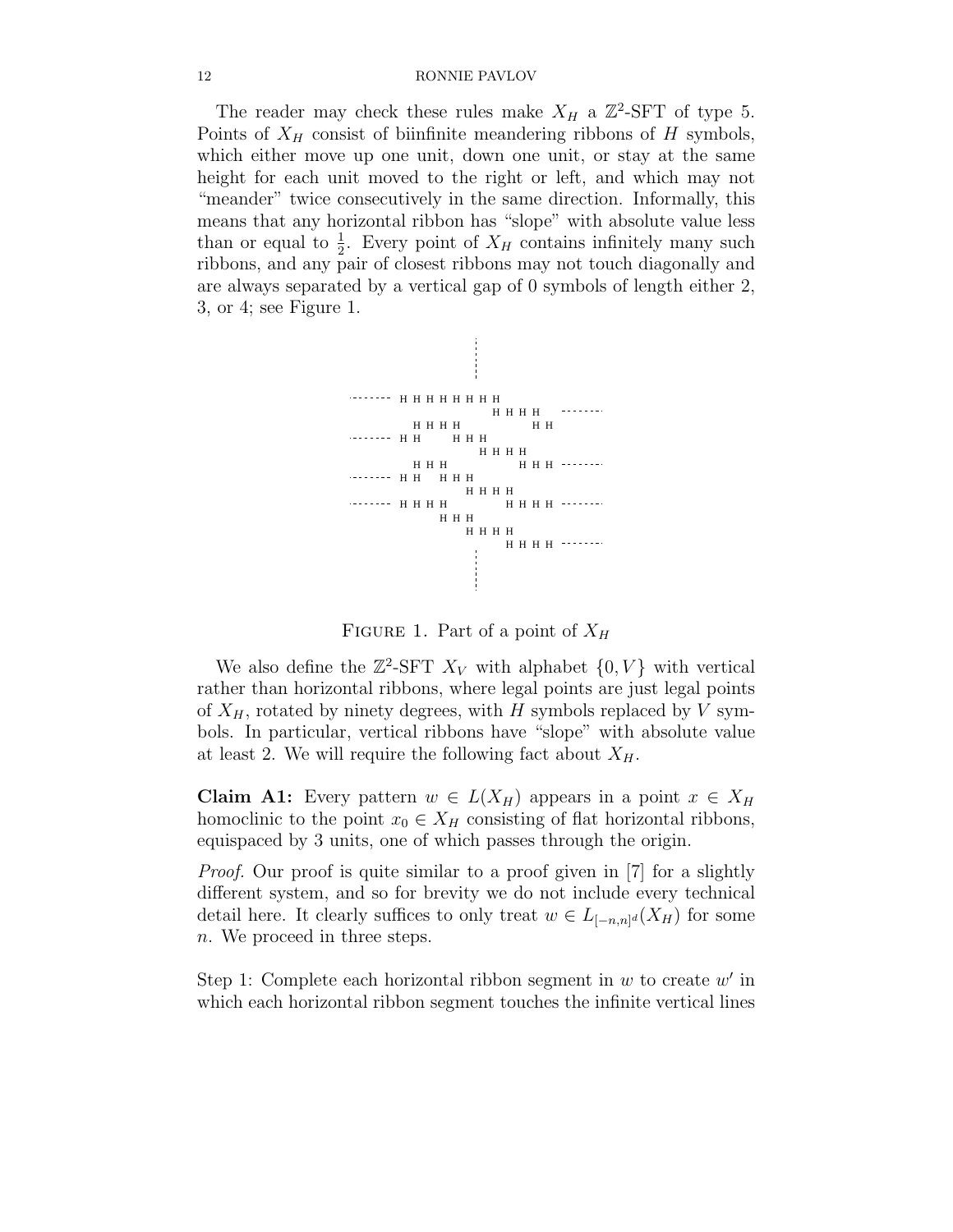The reader may check these rules make $X_H$ a $\mathbb{Z}^2$-SFT of type 5. Points of $X_H$ consist of biinfinite meandering ribbons of $H$ symbols, which either move up one unit, down one unit, or stay at the same height for each unit moved to the right or left, and which may not "meander" twice consecutively in the same direction. Informally, this means that any horizontal ribbon has "slope" with absolute value less than or equal to $\frac{1}{2}$. Every point of $X_H$ contains infinitely many such ribbons, and any pair of closest ribbons may not touch diagonally and are always separated by a vertical gap of 0 symbols of length either 2, 3, or 4; see Figure 1.

```
                              :
                              :
                              :
------- H H H H H H H H
                        H H H H    -------
          H H H H                H H
------- H H     H H H
                      H H H H
          H H H                 H H H -------
------- H H    H H H
                    H H H H
------- H H H H           H H H H -------
              H H H
                    H H H H
                              H H H H -------
                              :
                              :
                              :
```

FIGURE 1. Part of a point of $X_H$

We also define the $\mathbb{Z}^2$-SFT $X_V$ with alphabet $\{0, V\}$ with vertical rather than horizontal ribbons, where legal points are just legal points of $X_H$, rotated by ninety degrees, with $H$ symbols replaced by $V$ symbols. In particular, vertical ribbons have "slope" with absolute value at least 2. We will require the following fact about $X_H$.

**Claim A1:** Every pattern $w \in L(X_H)$ appears in a point $x \in X_H$ homoclinic to the point $x_0 \in X_H$ consisting of flat horizontal ribbons, equispaced by 3 units, one of which passes through the origin.

*Proof.* Our proof is quite similar to a proof given in [7] for a slightly different system, and so for brevity we do not include every technical detail here. It clearly suffices to only treat $w \in L_{[-n,n]^d}(X_H)$ for some $n$. We proceed in three steps.

Step 1: Complete each horizontal ribbon segment in $w$ to create $w'$ in which each horizontal ribbon segment touches the infinite vertical lines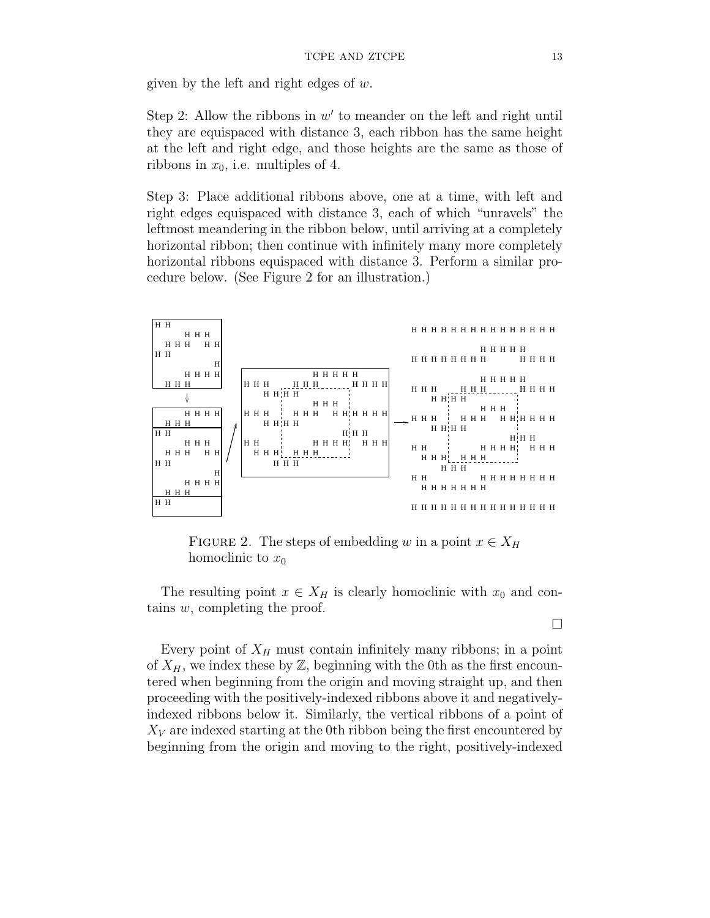given by the left and right edges of $w$.

Step 2: Allow the ribbons in $w'$ to meander on the left and right until they are equispaced with distance 3, each ribbon has the same height at the left and right edge, and those heights are the same as those of ribbons in $x_0$, i.e. multiples of 4.

Step 3: Place additional ribbons above, one at a time, with left and right edges equispaced with distance 3, each of which "unravels" the leftmost meandering in the ribbon below, until arriving at a completely horizontal ribbon; then continue with infinitely many more completely horizontal ribbons equispaced with distance 3. Perform a similar procedure below. (See Figure 2 for an illustration.)

FIGURE 2. The steps of embedding $w$ in a point $x \in X_H$ homoclinic to $x_0$

The resulting point $x \in X_H$ is clearly homoclinic with $x_0$ and contains $w$, completing the proof.

□

Every point of $X_H$ must contain infinitely many ribbons; in a point of $X_H$, we index these by $\mathbb{Z}$, beginning with the 0th as the first encountered when beginning from the origin and moving straight up, and then proceeding with the positively-indexed ribbons above it and negatively-indexed ribbons below it. Similarly, the vertical ribbons of a point of $X_V$ are indexed starting at the 0th ribbon being the first encountered by beginning from the origin and moving to the right, positively-indexed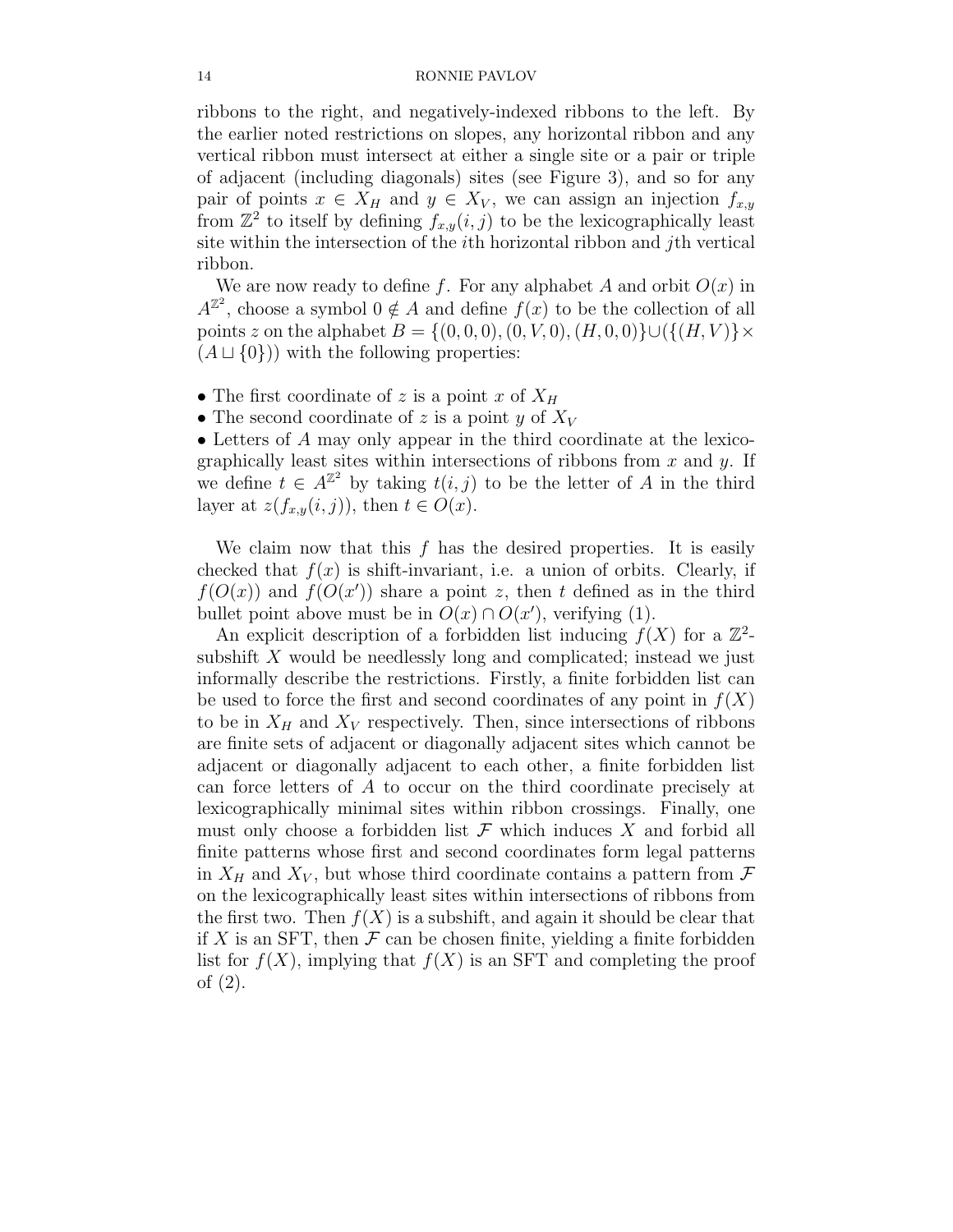ribbons to the right, and negatively-indexed ribbons to the left. By the earlier noted restrictions on slopes, any horizontal ribbon and any vertical ribbon must intersect at either a single site or a pair or triple of adjacent (including diagonals) sites (see Figure 3), and so for any pair of points $x \in X_H$ and $y \in X_V$, we can assign an injection $f_{x,y}$ from $\mathbb{Z}^2$ to itself by defining $f_{x,y}(i,j)$ to be the lexicographically least site within the intersection of the $i$th horizontal ribbon and $j$th vertical ribbon.

We are now ready to define $f$. For any alphabet $A$ and orbit $O(x)$ in $A^{\mathbb{Z}^2}$, choose a symbol $0 \notin A$ and define $f(x)$ to be the collection of all points $z$ on the alphabet $B = \{(0,0,0),(0,V,0),(H,0,0)\} \cup (\{(H,V)\} \times (A \sqcup \{0\}))$ with the following properties:

- The first coordinate of $z$ is a point $x$ of $X_H$
- The second coordinate of $z$ is a point $y$ of $X_V$
- Letters of $A$ may only appear in the third coordinate at the lexicographically least sites within intersections of ribbons from $x$ and $y$. If we define $t \in A^{\mathbb{Z}^2}$ by taking $t(i,j)$ to be the letter of $A$ in the third layer at $z(f_{x,y}(i,j))$, then $t \in O(x)$.

We claim now that this $f$ has the desired properties. It is easily checked that $f(x)$ is shift-invariant, i.e. a union of orbits. Clearly, if $f(O(x))$ and $f(O(x'))$ share a point $z$, then $t$ defined as in the third bullet point above must be in $O(x) \cap O(x')$, verifying (1).

An explicit description of a forbidden list inducing $f(X)$ for a $\mathbb{Z}^2$-subshift $X$ would be needlessly long and complicated; instead we just informally describe the restrictions. Firstly, a finite forbidden list can be used to force the first and second coordinates of any point in $f(X)$ to be in $X_H$ and $X_V$ respectively. Then, since intersections of ribbons are finite sets of adjacent or diagonally adjacent sites which cannot be adjacent or diagonally adjacent to each other, a finite forbidden list can force letters of $A$ to occur on the third coordinate precisely at lexicographically minimal sites within ribbon crossings. Finally, one must only choose a forbidden list $\mathcal{F}$ which induces $X$ and forbid all finite patterns whose first and second coordinates form legal patterns in $X_H$ and $X_V$, but whose third coordinate contains a pattern from $\mathcal{F}$ on the lexicographically least sites within intersections of ribbons from the first two. Then $f(X)$ is a subshift, and again it should be clear that if $X$ is an SFT, then $\mathcal{F}$ can be chosen finite, yielding a finite forbidden list for $f(X)$, implying that $f(X)$ is an SFT and completing the proof of (2).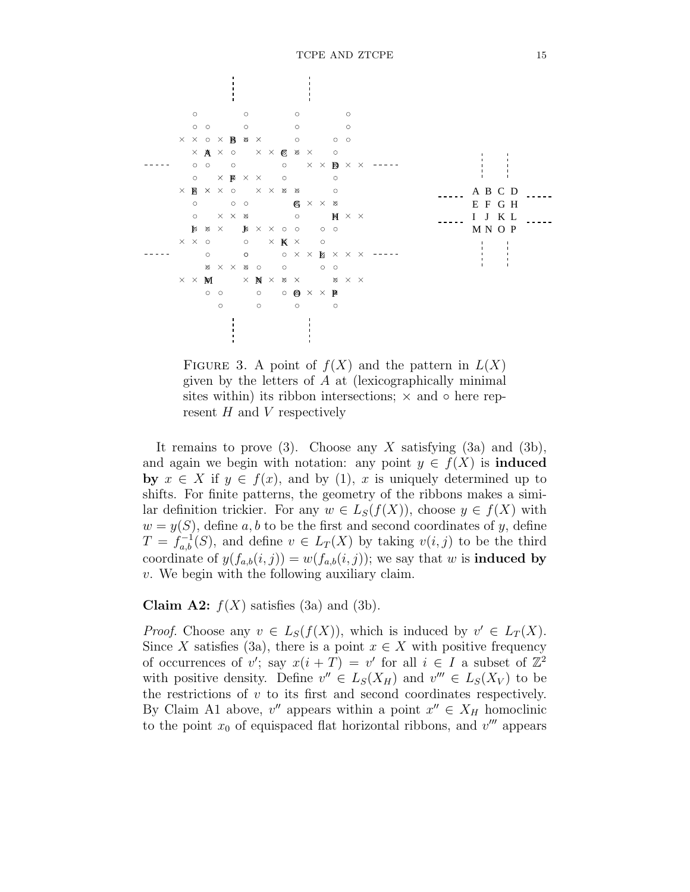FIGURE 3. A point of $f(X)$ and the pattern in $L(X)$ given by the letters of $A$ at (lexicographically minimal sites within) its ribbon intersections; $\times$ and $\circ$ here represent $H$ and $V$ respectively

It remains to prove (3). Choose any $X$ satisfying (3a) and (3b), and again we begin with notation: any point $y \in f(X)$ is **induced by** $x \in X$ if $y \in f(x)$, and by (1), $x$ is uniquely determined up to shifts. For finite patterns, the geometry of the ribbons makes a similar definition trickier. For any $w \in L_S(f(X))$, choose $y \in f(X)$ with $w = y(S)$, define $a, b$ to be the first and second coordinates of $y$, define $T = f_{a,b}^{-1}(S)$, and define $v \in L_T(X)$ by taking $v(i, j)$ to be the third coordinate of $y(f_{a,b}(i, j)) = w(f_{a,b}(i, j))$; we say that $w$ is **induced by** $v$. We begin with the following auxiliary claim.

**Claim A2:** $f(X)$ satisfies (3a) and (3b).

*Proof.* Choose any $v \in L_S(f(X))$, which is induced by $v' \in L_T(X)$. Since $X$ satisfies (3a), there is a point $x \in X$ with positive frequency of occurrences of $v'$; say $x(i + T) = v'$ for all $i \in I$ a subset of $\mathbb{Z}^2$ with positive density. Define $v'' \in L_S(X_H)$ and $v''' \in L_S(X_V)$ to be the restrictions of $v$ to its first and second coordinates respectively. By Claim A1 above, $v''$ appears within a point $x'' \in X_H$ homoclinic to the point $x_0$ of equispaced flat horizontal ribbons, and $v'''$ appears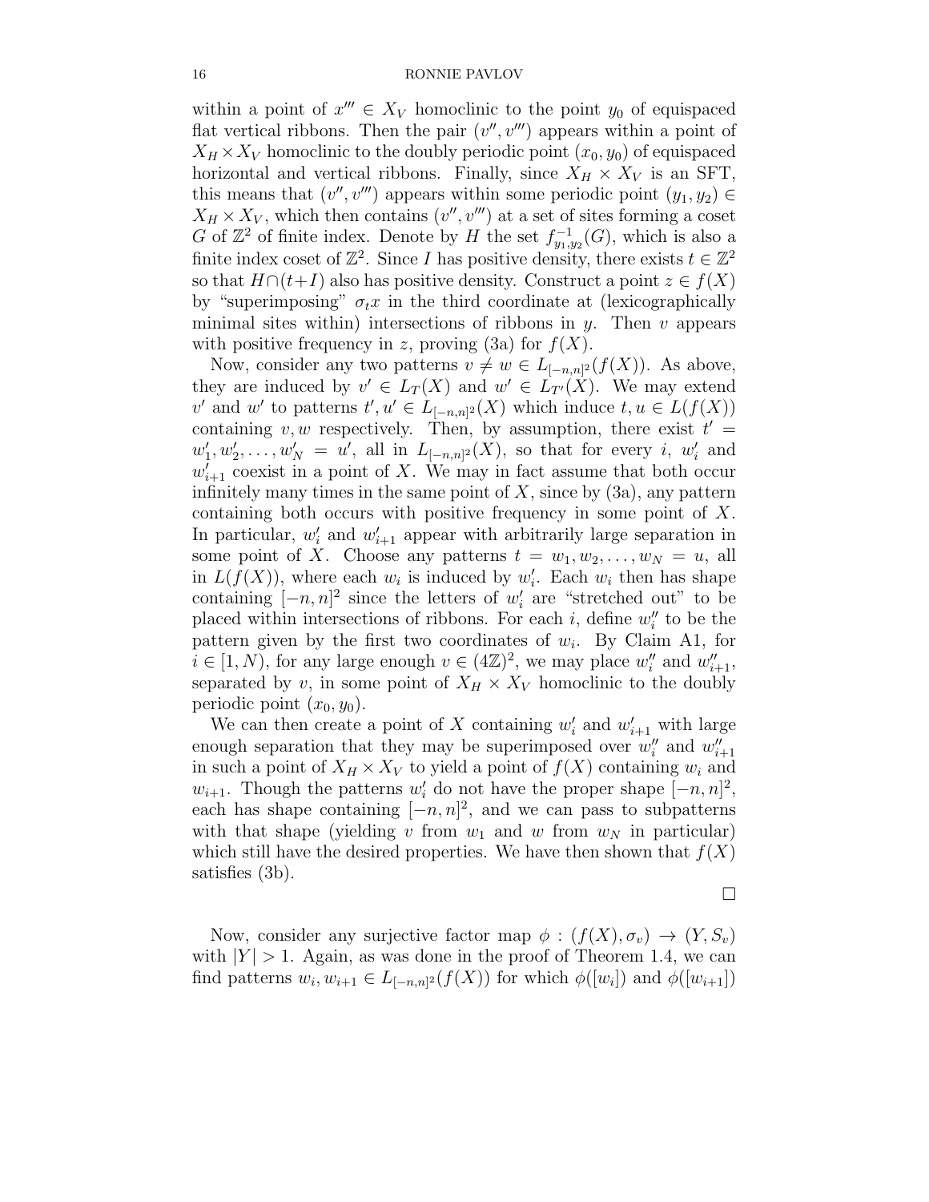within a point of $x''' \in X_V$ homoclinic to the point $y_0$ of equispaced flat vertical ribbons. Then the pair $(v'', v''')$ appears within a point of $X_H \times X_V$ homoclinic to the doubly periodic point $(x_0, y_0)$ of equispaced horizontal and vertical ribbons. Finally, since $X_H \times X_V$ is an SFT, this means that $(v'', v''')$ appears within some periodic point $(y_1, y_2) \in X_H \times X_V$, which then contains $(v'', v''')$ at a set of sites forming a coset $G$ of $\mathbb{Z}^2$ of finite index. Denote by $H$ the set $f^{-1}_{y_1,y_2}(G)$, which is also a finite index coset of $\mathbb{Z}^2$. Since $I$ has positive density, there exists $t \in \mathbb{Z}^2$ so that $H \cap (t+I)$ also has positive density. Construct a point $z \in f(X)$ by "superimposing" $\sigma_t x$ in the third coordinate at (lexicographically minimal sites within) intersections of ribbons in $y$. Then $v$ appears with positive frequency in $z$, proving (3a) for $f(X)$.

Now, consider any two patterns $v \neq w \in L_{[-n,n]^2}(f(X))$. As above, they are induced by $v' \in L_T(X)$ and $w' \in L_{T'}(X)$. We may extend $v'$ and $w'$ to patterns $t', u' \in L_{[-n,n]^2}(X)$ which induce $t, u \in L(f(X))$ containing $v, w$ respectively. Then, by assumption, there exist $t' = w'_1, w'_2, \ldots, w'_N = u'$, all in $L_{[-n,n]^2}(X)$, so that for every $i$, $w'_i$ and $w'_{i+1}$ coexist in a point of $X$. We may in fact assume that both occur infinitely many times in the same point of $X$, since by (3a), any pattern containing both occurs with positive frequency in some point of $X$. In particular, $w'_i$ and $w'_{i+1}$ appear with arbitrarily large separation in some point of $X$. Choose any patterns $t = w_1, w_2, \ldots, w_N = u$, all in $L(f(X))$, where each $w_i$ is induced by $w'_i$. Each $w_i$ then has shape containing $[-n,n]^2$ since the letters of $w'_i$ are "stretched out" to be placed within intersections of ribbons. For each $i$, define $w''_i$ to be the pattern given by the first two coordinates of $w_i$. By Claim A1, for $i \in [1, N)$, for any large enough $v \in (4\mathbb{Z})^2$, we may place $w''_i$ and $w''_{i+1}$, separated by $v$, in some point of $X_H \times X_V$ homoclinic to the doubly periodic point $(x_0, y_0)$.

We can then create a point of $X$ containing $w'_i$ and $w'_{i+1}$ with large enough separation that they may be superimposed over $w''_i$ and $w''_{i+1}$ in such a point of $X_H \times X_V$ to yield a point of $f(X)$ containing $w_i$ and $w_{i+1}$. Though the patterns $w'_i$ do not have the proper shape $[-n,n]^2$, each has shape containing $[-n,n]^2$, and we can pass to subpatterns with that shape (yielding $v$ from $w_1$ and $w$ from $w_N$ in particular) which still have the desired properties. We have then shown that $f(X)$ satisfies (3b).

□

Now, consider any surjective factor map $\phi : (f(X), \sigma_v) \to (Y, S_v)$ with $|Y| > 1$. Again, as was done in the proof of Theorem 1.4, we can find patterns $w_i, w_{i+1} \in L_{[-n,n]^2}(f(X))$ for which $\phi([w_i])$ and $\phi([w_{i+1}])$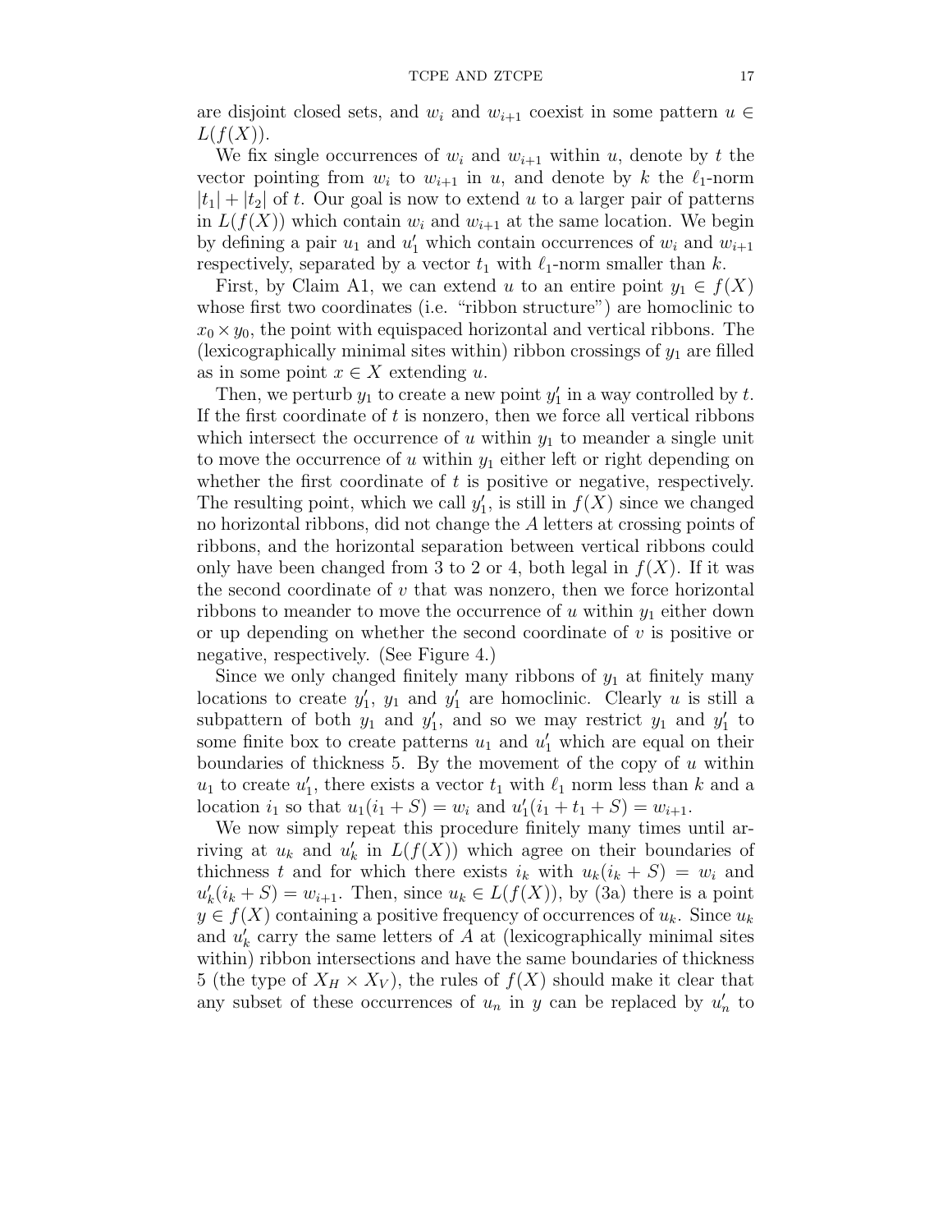are disjoint closed sets, and $w_i$ and $w_{i+1}$ coexist in some pattern $u \in L(f(X))$.

We fix single occurrences of $w_i$ and $w_{i+1}$ within $u$, denote by $t$ the vector pointing from $w_i$ to $w_{i+1}$ in $u$, and denote by $k$ the $\ell_1$-norm $|t_1| + |t_2|$ of $t$. Our goal is now to extend $u$ to a larger pair of patterns in $L(f(X))$ which contain $w_i$ and $w_{i+1}$ at the same location. We begin by defining a pair $u_1$ and $u_1'$ which contain occurrences of $w_i$ and $w_{i+1}$ respectively, separated by a vector $t_1$ with $\ell_1$-norm smaller than $k$.

First, by Claim A1, we can extend $u$ to an entire point $y_1 \in f(X)$ whose first two coordinates (i.e. "ribbon structure") are homoclinic to $x_0 \times y_0$, the point with equispaced horizontal and vertical ribbons. The (lexicographically minimal sites within) ribbon crossings of $y_1$ are filled as in some point $x \in X$ extending $u$.

Then, we perturb $y_1$ to create a new point $y_1'$ in a way controlled by $t$. If the first coordinate of $t$ is nonzero, then we force all vertical ribbons which intersect the occurrence of $u$ within $y_1$ to meander a single unit to move the occurrence of $u$ within $y_1$ either left or right depending on whether the first coordinate of $t$ is positive or negative, respectively. The resulting point, which we call $y_1'$, is still in $f(X)$ since we changed no horizontal ribbons, did not change the $A$ letters at crossing points of ribbons, and the horizontal separation between vertical ribbons could only have been changed from 3 to 2 or 4, both legal in $f(X)$. If it was the second coordinate of $v$ that was nonzero, then we force horizontal ribbons to meander to move the occurrence of $u$ within $y_1$ either down or up depending on whether the second coordinate of $v$ is positive or negative, respectively. (See Figure 4.)

Since we only changed finitely many ribbons of $y_1$ at finitely many locations to create $y_1'$, $y_1$ and $y_1'$ are homoclinic. Clearly $u$ is still a subpattern of both $y_1$ and $y_1'$, and so we may restrict $y_1$ and $y_1'$ to some finite box to create patterns $u_1$ and $u_1'$ which are equal on their boundaries of thickness 5. By the movement of the copy of $u$ within $u_1$ to create $u_1'$, there exists a vector $t_1$ with $\ell_1$ norm less than $k$ and a location $i_1$ so that $u_1(i_1 + S) = w_i$ and $u_1'(i_1 + t_1 + S) = w_{i+1}$.

We now simply repeat this procedure finitely many times until arriving at $u_k$ and $u_k'$ in $L(f(X))$ which agree on their boundaries of thichness $t$ and for which there exists $i_k$ with $u_k(i_k + S) = w_i$ and $u_k'(i_k + S) = w_{i+1}$. Then, since $u_k \in L(f(X))$, by (3a) there is a point $y \in f(X)$ containing a positive frequency of occurrences of $u_k$. Since $u_k$ and $u_k'$ carry the same letters of $A$ at (lexicographically minimal sites within) ribbon intersections and have the same boundaries of thickness 5 (the type of $X_H \times X_V$), the rules of $f(X)$ should make it clear that any subset of these occurrences of $u_n$ in $y$ can be replaced by $u_n'$ to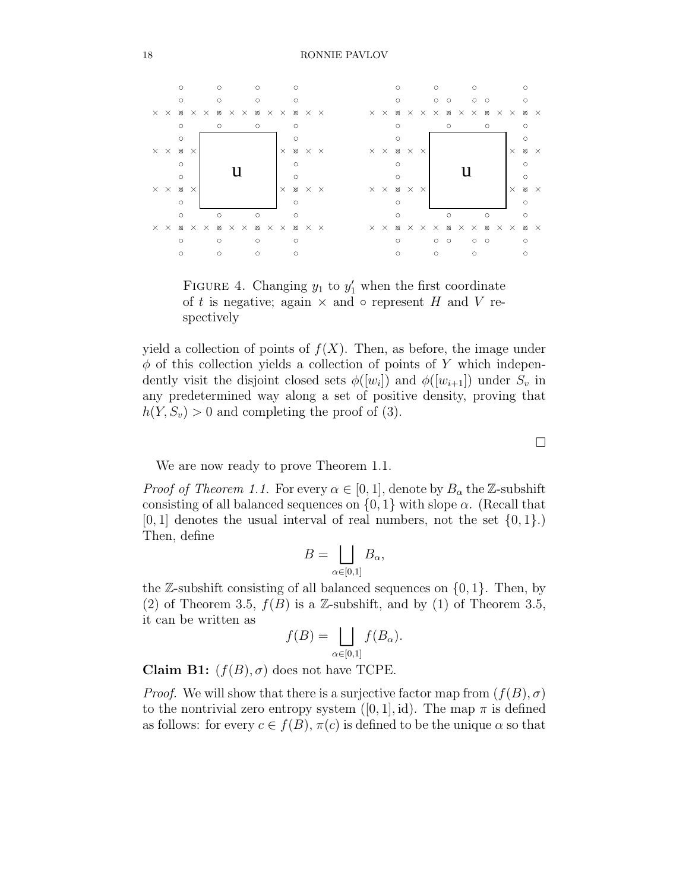FIGURE 4. Changing $y_1$ to $y'_1$ when the first coordinate of $t$ is negative; again $\times$ and $\circ$ represent $H$ and $V$ respectively

yield a collection of points of $f(X)$. Then, as before, the image under $\phi$ of this collection yields a collection of points of $Y$ which independently visit the disjoint closed sets $\phi([w_i])$ and $\phi([w_{i+1}])$ under $S_v$ in any predetermined way along a set of positive density, proving that $h(Y, S_v) > 0$ and completing the proof of (3).

$\square$

We are now ready to prove Theorem 1.1.

*Proof of Theorem 1.1.* For every $\alpha \in [0, 1]$, denote by $B_\alpha$ the $\mathbb{Z}$-subshift consisting of all balanced sequences on $\{0, 1\}$ with slope $\alpha$. (Recall that $[0, 1]$ denotes the usual interval of real numbers, not the set $\{0, 1\}$.) Then, define

$$B = \bigsqcup_{\alpha \in [0,1]} B_\alpha,$$

the $\mathbb{Z}$-subshift consisting of all balanced sequences on $\{0, 1\}$. Then, by (2) of Theorem 3.5, $f(B)$ is a $\mathbb{Z}$-subshift, and by (1) of Theorem 3.5, it can be written as

$$f(B) = \bigsqcup_{\alpha \in [0,1]} f(B_\alpha).$$

**Claim B1:** $(f(B), \sigma)$ does not have TCPE.

*Proof.* We will show that there is a surjective factor map from $(f(B), \sigma)$ to the nontrivial zero entropy system $([0, 1], \text{id})$. The map $\pi$ is defined as follows: for every $c \in f(B)$, $\pi(c)$ is defined to be the unique $\alpha$ so that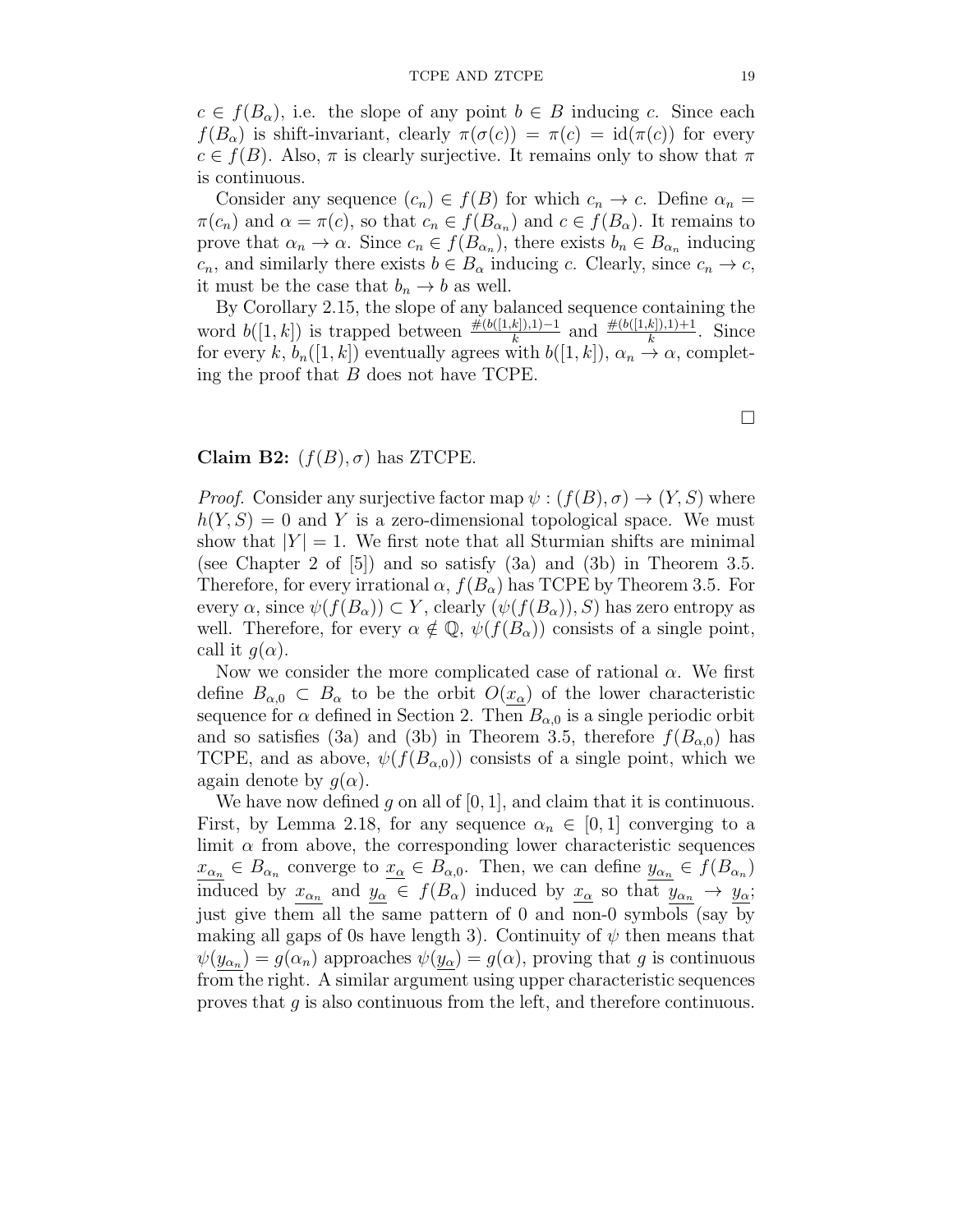$c \in f(B_\alpha)$, i.e. the slope of any point $b \in B$ inducing $c$. Since each $f(B_\alpha)$ is shift-invariant, clearly $\pi(\sigma(c)) = \pi(c) = \mathrm{id}(\pi(c))$ for every $c \in f(B)$. Also, $\pi$ is clearly surjective. It remains only to show that $\pi$ is continuous.

Consider any sequence $(c_n) \in f(B)$ for which $c_n \to c$. Define $\alpha_n = \pi(c_n)$ and $\alpha = \pi(c)$, so that $c_n \in f(B_{\alpha_n})$ and $c \in f(B_\alpha)$. It remains to prove that $\alpha_n \to \alpha$. Since $c_n \in f(B_{\alpha_n})$, there exists $b_n \in B_{\alpha_n}$ inducing $c_n$, and similarly there exists $b \in B_\alpha$ inducing $c$. Clearly, since $c_n \to c$, it must be the case that $b_n \to b$ as well.

By Corollary 2.15, the slope of any balanced sequence containing the word $b([1,k])$ is trapped between $\frac{\#(b([1,k]),1)-1}{k}$ and $\frac{\#(b([1,k]),1)+1}{k}$. Since for every $k$, $b_n([1,k])$ eventually agrees with $b([1,k])$, $\alpha_n \to \alpha$, completing the proof that $B$ does not have TCPE.

□

**Claim B2:** $(f(B), \sigma)$ has ZTCPE.

*Proof.* Consider any surjective factor map $\psi : (f(B), \sigma) \to (Y, S)$ where $h(Y, S) = 0$ and $Y$ is a zero-dimensional topological space. We must show that $|Y| = 1$. We first note that all Sturmian shifts are minimal (see Chapter 2 of [5]) and so satisfy (3a) and (3b) in Theorem 3.5. Therefore, for every irrational $\alpha$, $f(B_\alpha)$ has TCPE by Theorem 3.5. For every $\alpha$, since $\psi(f(B_\alpha)) \subset Y$, clearly $(\psi(f(B_\alpha)), S)$ has zero entropy as well. Therefore, for every $\alpha \notin \mathbb{Q}$, $\psi(f(B_\alpha))$ consists of a single point, call it $g(\alpha)$.

Now we consider the more complicated case of rational $\alpha$. We first define $B_{\alpha,0} \subset B_\alpha$ to be the orbit $O(\underline{x_\alpha})$ of the lower characteristic sequence for $\alpha$ defined in Section 2. Then $B_{\alpha,0}$ is a single periodic orbit and so satisfies (3a) and (3b) in Theorem 3.5, therefore $f(B_{\alpha,0})$ has TCPE, and as above, $\psi(f(B_{\alpha,0}))$ consists of a single point, which we again denote by $g(\alpha)$.

We have now defined $g$ on all of $[0,1]$, and claim that it is continuous. First, by Lemma 2.18, for any sequence $\alpha_n \in [0,1]$ converging to a limit $\alpha$ from above, the corresponding lower characteristic sequences $\underline{x_{\alpha_n}} \in B_{\alpha_n}$ converge to $\underline{x_\alpha} \in B_{\alpha,0}$. Then, we can define $\underline{y_{\alpha_n}} \in f(B_{\alpha_n})$ induced by $\underline{x_{\alpha_n}}$ and $\underline{y_\alpha} \in f(B_\alpha)$ induced by $\underline{x_\alpha}$ so that $\underline{y_{\alpha_n}} \to \underline{y_\alpha}$; just give them all the same pattern of 0 and non-0 symbols (say by making all gaps of 0s have length 3). Continuity of $\psi$ then means that $\psi(\underline{y_{\alpha_n}}) = g(\alpha_n)$ approaches $\psi(\underline{y_\alpha}) = g(\alpha)$, proving that $g$ is continuous from the right. A similar argument using upper characteristic sequences proves that $g$ is also continuous from the left, and therefore continuous.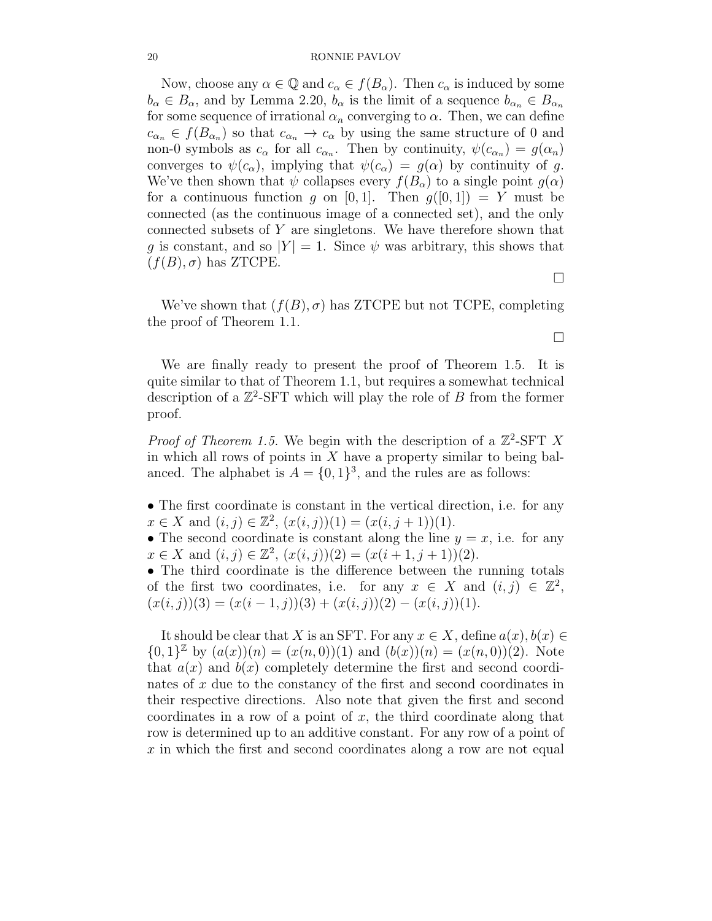Now, choose any $\alpha \in \mathbb{Q}$ and $c_\alpha \in f(B_\alpha)$. Then $c_\alpha$ is induced by some $b_\alpha \in B_\alpha$, and by Lemma 2.20, $b_\alpha$ is the limit of a sequence $b_{\alpha_n} \in B_{\alpha_n}$ for some sequence of irrational $\alpha_n$ converging to $\alpha$. Then, we can define $c_{\alpha_n} \in f(B_{\alpha_n})$ so that $c_{\alpha_n} \to c_\alpha$ by using the same structure of 0 and non-0 symbols as $c_\alpha$ for all $c_{\alpha_n}$. Then by continuity, $\psi(c_{\alpha_n}) = g(\alpha_n)$ converges to $\psi(c_\alpha)$, implying that $\psi(c_\alpha) = g(\alpha)$ by continuity of $g$. We've then shown that $\psi$ collapses every $f(B_\alpha)$ to a single point $g(\alpha)$ for a continuous function $g$ on $[0, 1]$. Then $g([0, 1]) = Y$ must be connected (as the continuous image of a connected set), and the only connected subsets of $Y$ are singletons. We have therefore shown that $g$ is constant, and so $|Y| = 1$. Since $\psi$ was arbitrary, this shows that $(f(B), \sigma)$ has ZTCPE.

□

We've shown that $(f(B), \sigma)$ has ZTCPE but not TCPE, completing the proof of Theorem 1.1.

□

We are finally ready to present the proof of Theorem 1.5. It is quite similar to that of Theorem 1.1, but requires a somewhat technical description of a $\mathbb{Z}^2$-SFT which will play the role of $B$ from the former proof.

*Proof of Theorem 1.5.* We begin with the description of a $\mathbb{Z}^2$-SFT $X$ in which all rows of points in $X$ have a property similar to being balanced. The alphabet is $A = \{0, 1\}^3$, and the rules are as follows:

- The first coordinate is constant in the vertical direction, i.e. for any $x \in X$ and $(i, j) \in \mathbb{Z}^2$, $(x(i, j))(1) = (x(i, j + 1))(1)$.
- The second coordinate is constant along the line $y = x$, i.e. for any $x \in X$ and $(i, j) \in \mathbb{Z}^2$, $(x(i, j))(2) = (x(i + 1, j + 1))(2)$.
- The third coordinate is the difference between the running totals of the first two coordinates, i.e. for any $x \in X$ and $(i, j) \in \mathbb{Z}^2$, $(x(i, j))(3) = (x(i - 1, j))(3) + (x(i, j))(2) - (x(i, j))(1)$.

It should be clear that $X$ is an SFT. For any $x \in X$, define $a(x), b(x) \in \{0, 1\}^{\mathbb{Z}}$ by $(a(x))(n) = (x(n, 0))(1)$ and $(b(x))(n) = (x(n, 0))(2)$. Note that $a(x)$ and $b(x)$ completely determine the first and second coordinates of $x$ due to the constancy of the first and second coordinates in their respective directions. Also note that given the first and second coordinates in a row of a point of $x$, the third coordinate along that row is determined up to an additive constant. For any row of a point of $x$ in which the first and second coordinates along a row are not equal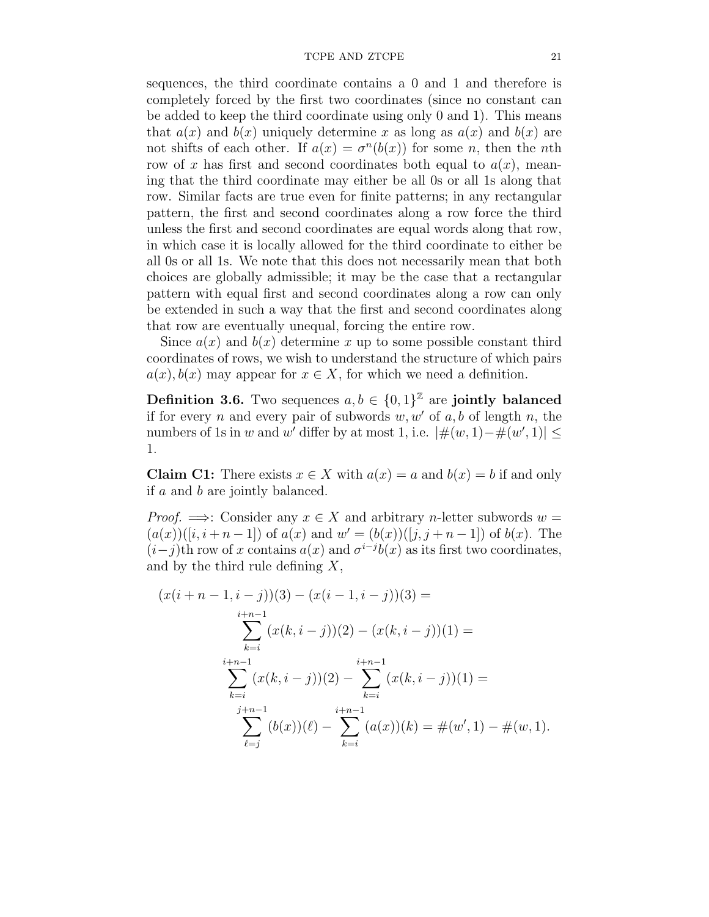sequences, the third coordinate contains a 0 and 1 and therefore is completely forced by the first two coordinates (since no constant can be added to keep the third coordinate using only 0 and 1). This means that $a(x)$ and $b(x)$ uniquely determine $x$ as long as $a(x)$ and $b(x)$ are not shifts of each other. If $a(x) = \sigma^n(b(x))$ for some $n$, then the $n$th row of $x$ has first and second coordinates both equal to $a(x)$, meaning that the third coordinate may either be all 0s or all 1s along that row. Similar facts are true even for finite patterns; in any rectangular pattern, the first and second coordinates along a row force the third unless the first and second coordinates are equal words along that row, in which case it is locally allowed for the third coordinate to either be all 0s or all 1s. We note that this does not necessarily mean that both choices are globally admissible; it may be the case that a rectangular pattern with equal first and second coordinates along a row can only be extended in such a way that the first and second coordinates along that row are eventually unequal, forcing the entire row.

Since $a(x)$ and $b(x)$ determine $x$ up to some possible constant third coordinates of rows, we wish to understand the structure of which pairs $a(x), b(x)$ may appear for $x \in X$, for which we need a definition.

**Definition 3.6.** Two sequences $a, b \in \{0,1\}^{\mathbb{Z}}$ are **jointly balanced** if for every $n$ and every pair of subwords $w, w'$ of $a, b$ of length $n$, the numbers of 1s in $w$ and $w'$ differ by at most 1, i.e. $|\#(w,1) - \#(w',1)| \leq 1$.

**Claim C1:** There exists $x \in X$ with $a(x) = a$ and $b(x) = b$ if and only if $a$ and $b$ are jointly balanced.

*Proof.* $\Longrightarrow$: Consider any $x \in X$ and arbitrary $n$-letter subwords $w = (a(x))([i, i+n-1])$ of $a(x)$ and $w' = (b(x))([j, j+n-1])$ of $b(x)$. The $(i-j)$th row of $x$ contains $a(x)$ and $\sigma^{i-j}b(x)$ as its first two coordinates, and by the third rule defining $X$,

$$
\begin{aligned}
&(x(i+n-1, i-j))(3) - (x(i-1, i-j))(3) = \\
&\qquad \sum_{k=i}^{i+n-1} (x(k, i-j))(2) - (x(k, i-j))(1) = \\
&\qquad \sum_{k=i}^{i+n-1} (x(k, i-j))(2) - \sum_{k=i}^{i+n-1} (x(k, i-j))(1) = \\
&\qquad \sum_{\ell=j}^{j+n-1} (b(x))(\ell) - \sum_{k=i}^{i+n-1} (a(x))(k) = \#(w', 1) - \#(w, 1).
\end{aligned}
$$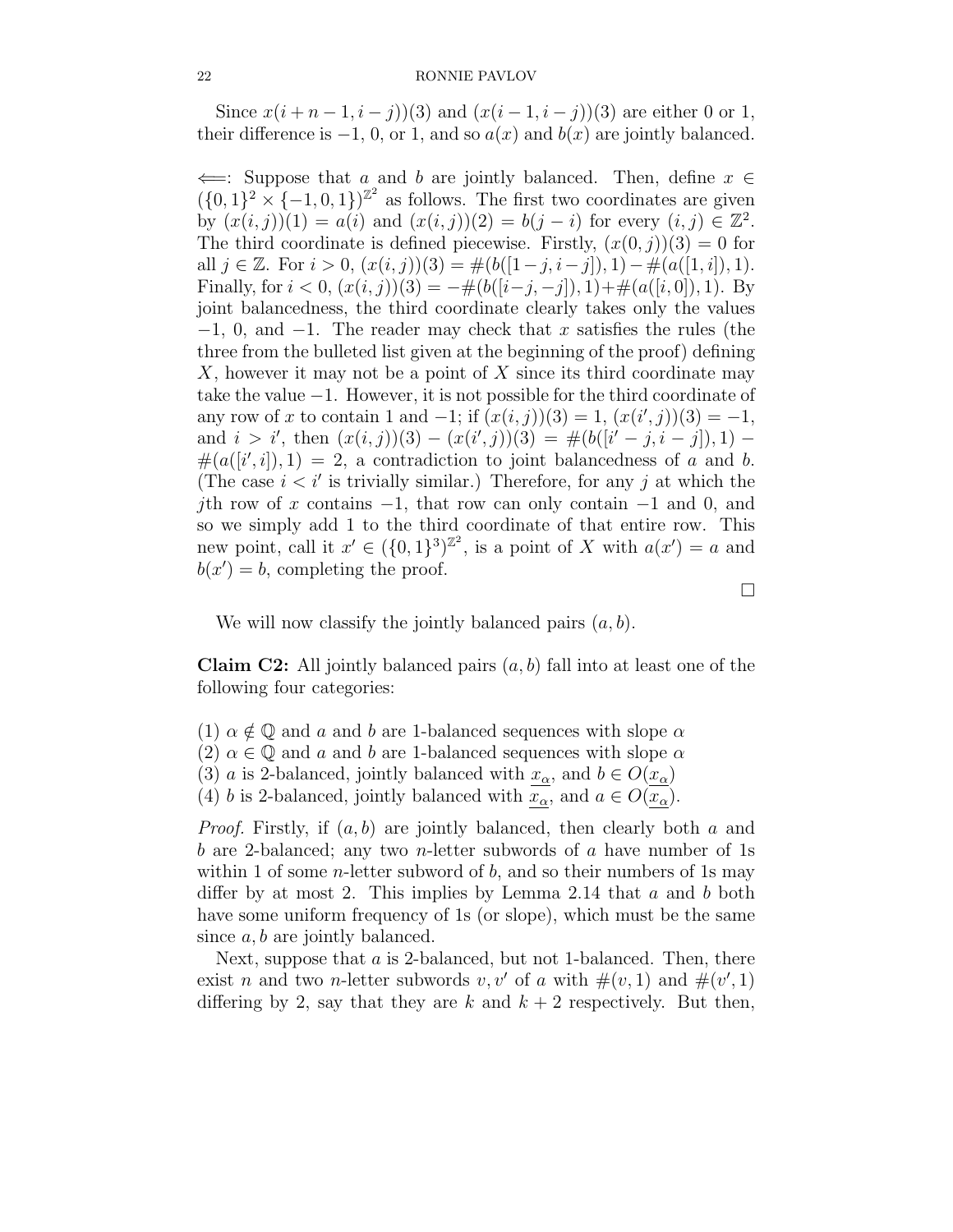Since $x(i+n-1, i-j))(3)$ and $(x(i-1, i-j))(3)$ are either 0 or 1, their difference is $-1$, 0, or 1, and so $a(x)$ and $b(x)$ are jointly balanced.

$\Longleftarrow$: Suppose that $a$ and $b$ are jointly balanced. Then, define $x \in (\{0,1\}^2 \times \{-1,0,1\})^{\mathbb{Z}^2}$ as follows. The first two coordinates are given by $(x(i,j))(1) = a(i)$ and $(x(i,j))(2) = b(j-i)$ for every $(i,j) \in \mathbb{Z}^2$. The third coordinate is defined piecewise. Firstly, $(x(0,j))(3) = 0$ for all $j \in \mathbb{Z}$. For $i > 0$, $(x(i,j))(3) = \#(b([1-j, i-j]), 1) - \#(a([1,i]), 1)$. Finally, for $i < 0$, $(x(i,j))(3) = -\#(b([i-j, -j]), 1) + \#(a([i,0]), 1)$. By joint balancedness, the third coordinate clearly takes only the values $-1$, 0, and $-1$. The reader may check that $x$ satisfies the rules (the three from the bulleted list given at the beginning of the proof) defining $X$, however it may not be a point of $X$ since its third coordinate may take the value $-1$. However, it is not possible for the third coordinate of any row of $x$ to contain 1 and $-1$; if $(x(i,j))(3) = 1$, $(x(i',j))(3) = -1$, and $i > i'$, then $(x(i,j))(3) - (x(i',j))(3) = \#(b([i'-j, i-j]), 1) - \#(a([i',i]), 1) = 2$, a contradiction to joint balancedness of $a$ and $b$. (The case $i < i'$ is trivially similar.) Therefore, for any $j$ at which the $j$th row of $x$ contains $-1$, that row can only contain $-1$ and 0, and so we simply add 1 to the third coordinate of that entire row. This new point, call it $x' \in (\{0,1\}^3)^{\mathbb{Z}^2}$, is a point of $X$ with $a(x') = a$ and $b(x') = b$, completing the proof.

$\square$

We will now classify the jointly balanced pairs $(a, b)$.

**Claim C2:** All jointly balanced pairs $(a, b)$ fall into at least one of the following four categories:

(1) $\alpha \notin \mathbb{Q}$ and $a$ and $b$ are 1-balanced sequences with slope $\alpha$
(2) $\alpha \in \mathbb{Q}$ and $a$ and $b$ are 1-balanced sequences with slope $\alpha$
(3) $a$ is 2-balanced, jointly balanced with $\underline{x_\alpha}$, and $b \in O(\underline{x_\alpha})$
(4) $b$ is 2-balanced, jointly balanced with $\underline{x_\alpha}$, and $a \in O(\underline{x_\alpha})$.

*Proof.* Firstly, if $(a, b)$ are jointly balanced, then clearly both $a$ and $b$ are 2-balanced; any two $n$-letter subwords of $a$ have number of 1s within 1 of some $n$-letter subword of $b$, and so their numbers of 1s may differ by at most 2. This implies by Lemma 2.14 that $a$ and $b$ both have some uniform frequency of 1s (or slope), which must be the same since $a, b$ are jointly balanced.

Next, suppose that $a$ is 2-balanced, but not 1-balanced. Then, there exist $n$ and two $n$-letter subwords $v, v'$ of $a$ with $\#(v, 1)$ and $\#(v', 1)$ differing by 2, say that they are $k$ and $k+2$ respectively. But then,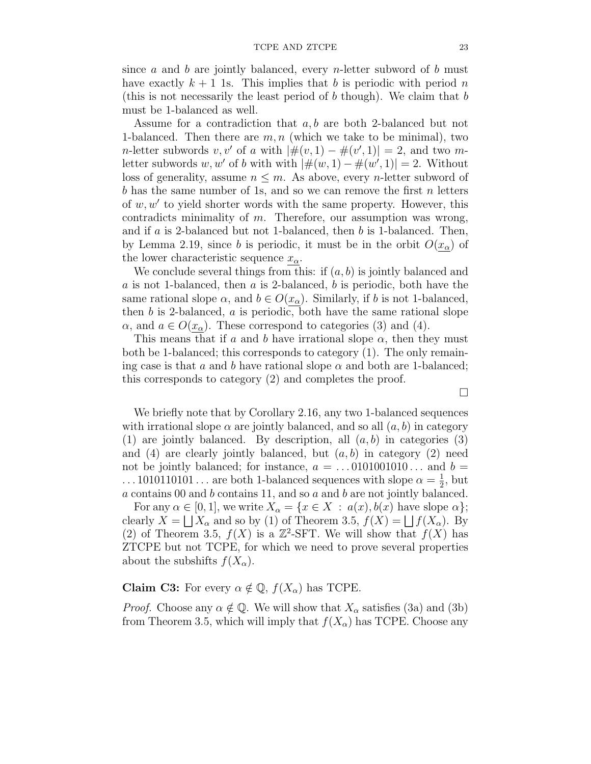since $a$ and $b$ are jointly balanced, every $n$-letter subword of $b$ must have exactly $k+1$ 1s. This implies that $b$ is periodic with period $n$ (this is not necessarily the least period of $b$ though). We claim that $b$ must be 1-balanced as well.

Assume for a contradiction that $a, b$ are both 2-balanced but not 1-balanced. Then there are $m, n$ (which we take to be minimal), two $n$-letter subwords $v, v'$ of $a$ with $|\#(v,1) - \#(v',1)| = 2$, and two $m$-letter subwords $w, w'$ of $b$ with with $|\#(w,1) - \#(w',1)| = 2$. Without loss of generality, assume $n \leq m$. As above, every $n$-letter subword of $b$ has the same number of 1s, and so we can remove the first $n$ letters of $w, w'$ to yield shorter words with the same property. However, this contradicts minimality of $m$. Therefore, our assumption was wrong, and if $a$ is 2-balanced but not 1-balanced, then $b$ is 1-balanced. Then, by Lemma 2.19, since $b$ is periodic, it must be in the orbit $O(\underline{x_\alpha})$ of the lower characteristic sequence $\underline{x_\alpha}$.

We conclude several things from this: if $(a, b)$ is jointly balanced and $a$ is not 1-balanced, then $a$ is 2-balanced, $b$ is periodic, both have the same rational slope $\alpha$, and $b \in O(\underline{x_\alpha})$. Similarly, if $b$ is not 1-balanced, then $b$ is 2-balanced, $a$ is periodic, both have the same rational slope $\alpha$, and $a \in O(\underline{x_\alpha})$. These correspond to categories (3) and (4).

This means that if $a$ and $b$ have irrational slope $\alpha$, then they must both be 1-balanced; this corresponds to category (1). The only remaining case is that $a$ and $b$ have rational slope $\alpha$ and both are 1-balanced; this corresponds to category (2) and completes the proof.

$\square$

We briefly note that by Corollary 2.16, any two 1-balanced sequences with irrational slope $\alpha$ are jointly balanced, and so all $(a, b)$ in category (1) are jointly balanced. By description, all $(a, b)$ in categories (3) and (4) are clearly jointly balanced, but $(a, b)$ in category (2) need not be jointly balanced; for instance, $a = \ldots 0101001010 \ldots$ and $b = \ldots 1010110101 \ldots$ are both 1-balanced sequences with slope $\alpha = \frac{1}{2}$, but $a$ contains 00 and $b$ contains 11, and so $a$ and $b$ are not jointly balanced.

For any $\alpha \in [0, 1]$, we write $X_\alpha = \{x \in X \,:\, a(x), b(x) \text{ have slope } \alpha\}$; clearly $X = \bigsqcup X_\alpha$ and so by (1) of Theorem 3.5, $f(X) = \bigsqcup f(X_\alpha)$. By (2) of Theorem 3.5, $f(X)$ is a $\mathbb{Z}^2$-SFT. We will show that $f(X)$ has ZTCPE but not TCPE, for which we need to prove several properties about the subshifts $f(X_\alpha)$.

**Claim C3:** For every $\alpha \notin \mathbb{Q}$, $f(X_\alpha)$ has TCPE.

*Proof.* Choose any $\alpha \notin \mathbb{Q}$. We will show that $X_\alpha$ satisfies (3a) and (3b) from Theorem 3.5, which will imply that $f(X_\alpha)$ has TCPE. Choose any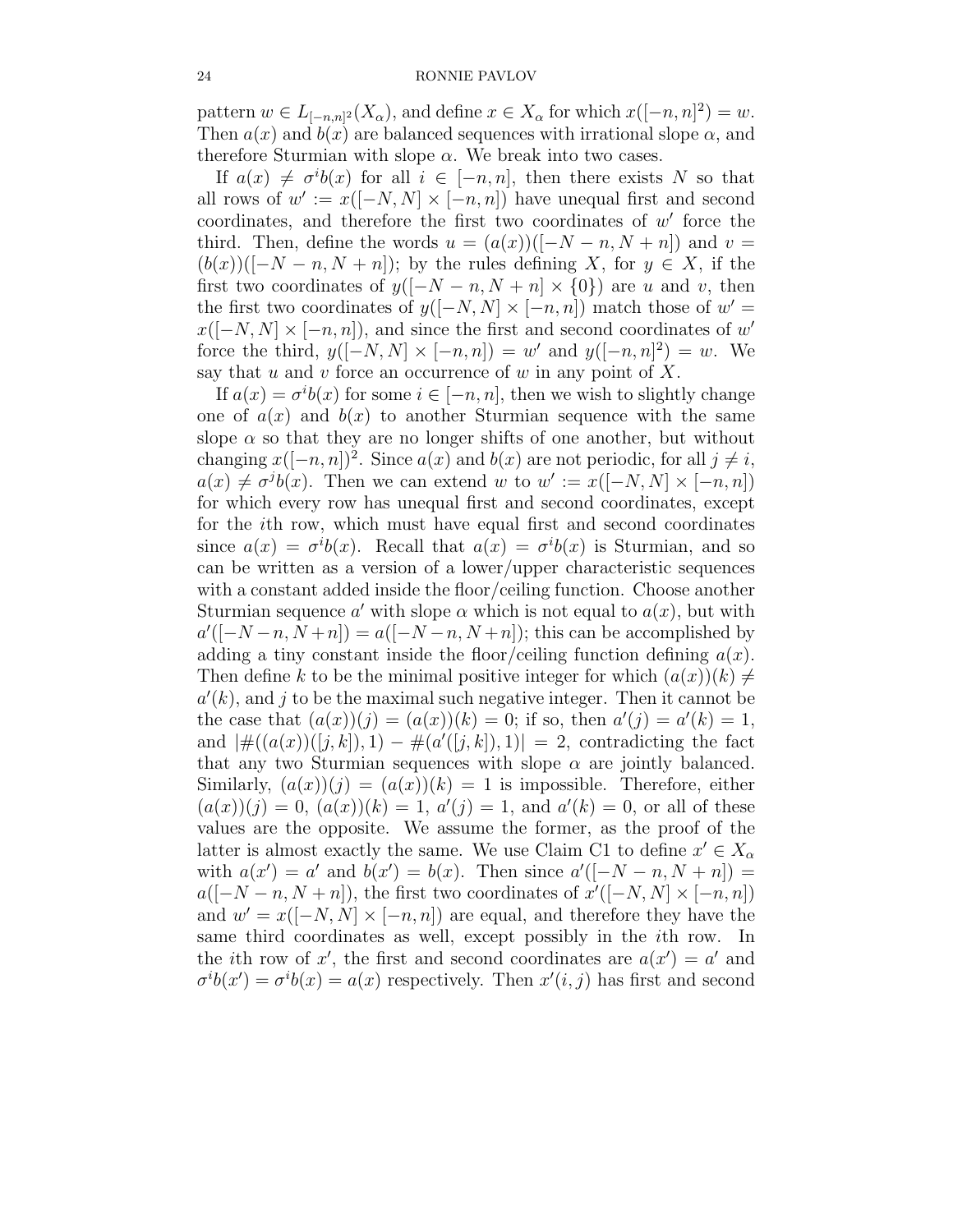pattern $w \in L_{[-n,n]^2}(X_\alpha)$, and define $x \in X_\alpha$ for which $x([-n,n]^2) = w$. Then $a(x)$ and $b(x)$ are balanced sequences with irrational slope $\alpha$, and therefore Sturmian with slope $\alpha$. We break into two cases.

If $a(x) \neq \sigma^i b(x)$ for all $i \in [-n,n]$, then there exists $N$ so that all rows of $w' := x([-N,N] \times [-n,n])$ have unequal first and second coordinates, and therefore the first two coordinates of $w'$ force the third. Then, define the words $u = (a(x))([-N-n, N+n])$ and $v = (b(x))([-N-n, N+n])$; by the rules defining $X$, for $y \in X$, if the first two coordinates of $y([-N-n, N+n] \times \{0\})$ are $u$ and $v$, then the first two coordinates of $y([-N,N] \times [-n,n])$ match those of $w' = x([-N,N] \times [-n,n])$, and since the first and second coordinates of $w'$ force the third, $y([-N,N] \times [-n,n]) = w'$ and $y([-n,n]^2) = w$. We say that $u$ and $v$ force an occurrence of $w$ in any point of $X$.

If $a(x) = \sigma^i b(x)$ for some $i \in [-n,n]$, then we wish to slightly change one of $a(x)$ and $b(x)$ to another Sturmian sequence with the same slope $\alpha$ so that they are no longer shifts of one another, but without changing $x([-n,n])^2$. Since $a(x)$ and $b(x)$ are not periodic, for all $j \neq i$, $a(x) \neq \sigma^j b(x)$. Then we can extend $w$ to $w' := x([-N,N] \times [-n,n])$ for which every row has unequal first and second coordinates, except for the $i$th row, which must have equal first and second coordinates since $a(x) = \sigma^i b(x)$. Recall that $a(x) = \sigma^i b(x)$ is Sturmian, and so can be written as a version of a lower/upper characteristic sequences with a constant added inside the floor/ceiling function. Choose another Sturmian sequence $a'$ with slope $\alpha$ which is not equal to $a(x)$, but with $a'([-N-n, N+n]) = a([-N-n, N+n])$; this can be accomplished by adding a tiny constant inside the floor/ceiling function defining $a(x)$. Then define $k$ to be the minimal positive integer for which $(a(x))(k) \neq a'(k)$, and $j$ to be the maximal such negative integer. Then it cannot be the case that $(a(x))(j) = (a(x))(k) = 0$; if so, then $a'(j) = a'(k) = 1$, and $|\#((a(x))([j,k]), 1) - \#(a'([j,k]), 1)| = 2$, contradicting the fact that any two Sturmian sequences with slope $\alpha$ are jointly balanced. Similarly, $(a(x))(j) = (a(x))(k) = 1$ is impossible. Therefore, either $(a(x))(j) = 0$, $(a(x))(k) = 1$, $a'(j) = 1$, and $a'(k) = 0$, or all of these values are the opposite. We assume the former, as the proof of the latter is almost exactly the same. We use Claim C1 to define $x' \in X_\alpha$ with $a(x') = a'$ and $b(x') = b(x)$. Then since $a'([-N-n, N+n]) = a([-N-n, N+n])$, the first two coordinates of $x'([-N,N] \times [-n,n])$ and $w' = x([-N,N] \times [-n,n])$ are equal, and therefore they have the same third coordinates as well, except possibly in the $i$th row. In the $i$th row of $x'$, the first and second coordinates are $a(x') = a'$ and $\sigma^i b(x') = \sigma^i b(x) = a(x)$ respectively. Then $x'(i,j)$ has first and second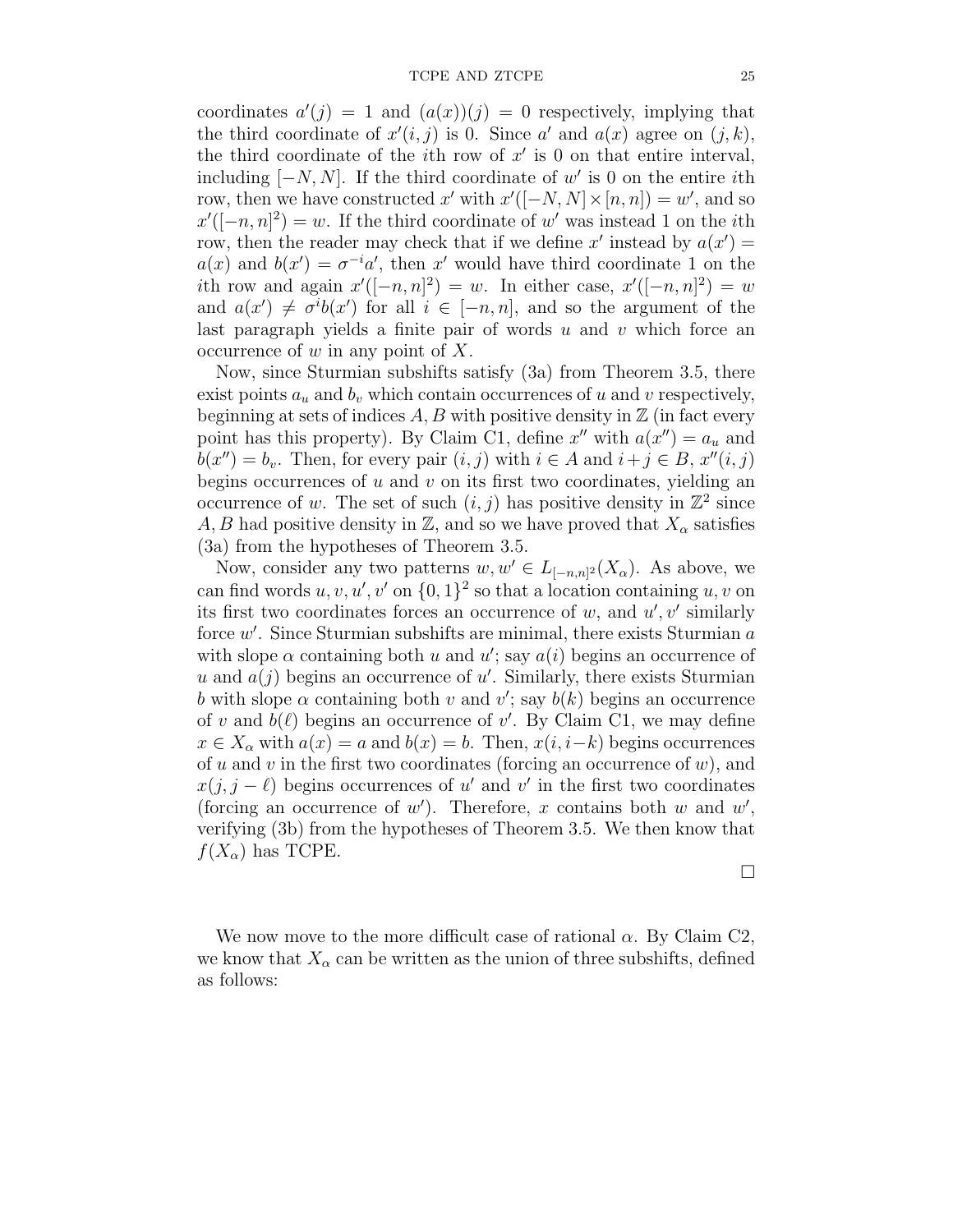coordinates $a'(j) = 1$ and $(a(x))(j) = 0$ respectively, implying that the third coordinate of $x'(i, j)$ is 0. Since $a'$ and $a(x)$ agree on $(j, k)$, the third coordinate of the $i$th row of $x'$ is 0 on that entire interval, including $[-N, N]$. If the third coordinate of $w'$ is 0 on the entire $i$th row, then we have constructed $x'$ with $x'([-N, N] \times [n, n]) = w'$, and so $x'([-n, n]^2) = w$. If the third coordinate of $w'$ was instead 1 on the $i$th row, then the reader may check that if we define $x'$ instead by $a(x') = a(x)$ and $b(x') = \sigma^{-i} a'$, then $x'$ would have third coordinate 1 on the $i$th row and again $x'([-n, n]^2) = w$. In either case, $x'([-n, n]^2) = w$ and $a(x') \neq \sigma^i b(x')$ for all $i \in [-n, n]$, and so the argument of the last paragraph yields a finite pair of words $u$ and $v$ which force an occurrence of $w$ in any point of $X$.

Now, since Sturmian subshifts satisfy (3a) from Theorem 3.5, there exist points $a_u$ and $b_v$ which contain occurrences of $u$ and $v$ respectively, beginning at sets of indices $A, B$ with positive density in $\mathbb{Z}$ (in fact every point has this property). By Claim C1, define $x''$ with $a(x'') = a_u$ and $b(x'') = b_v$. Then, for every pair $(i, j)$ with $i \in A$ and $i + j \in B$, $x''(i, j)$ begins occurrences of $u$ and $v$ on its first two coordinates, yielding an occurrence of $w$. The set of such $(i, j)$ has positive density in $\mathbb{Z}^2$ since $A, B$ had positive density in $\mathbb{Z}$, and so we have proved that $X_\alpha$ satisfies (3a) from the hypotheses of Theorem 3.5.

Now, consider any two patterns $w, w' \in L_{[-n,n]^2}(X_\alpha)$. As above, we can find words $u, v, u', v'$ on $\{0, 1\}^2$ so that a location containing $u, v$ on its first two coordinates forces an occurrence of $w$, and $u', v'$ similarly force $w'$. Since Sturmian subshifts are minimal, there exists Sturmian $a$ with slope $\alpha$ containing both $u$ and $u'$; say $a(i)$ begins an occurrence of $u$ and $a(j)$ begins an occurrence of $u'$. Similarly, there exists Sturmian $b$ with slope $\alpha$ containing both $v$ and $v'$; say $b(k)$ begins an occurrence of $v$ and $b(\ell)$ begins an occurrence of $v'$. By Claim C1, we may define $x \in X_\alpha$ with $a(x) = a$ and $b(x) = b$. Then, $x(i, i-k)$ begins occurrences of $u$ and $v$ in the first two coordinates (forcing an occurrence of $w$), and $x(j, j - \ell)$ begins occurrences of $u'$ and $v'$ in the first two coordinates (forcing an occurrence of $w'$). Therefore, $x$ contains both $w$ and $w'$, verifying (3b) from the hypotheses of Theorem 3.5. We then know that $f(X_\alpha)$ has TCPE.

□

We now move to the more difficult case of rational $\alpha$. By Claim C2, we know that $X_\alpha$ can be written as the union of three subshifts, defined as follows: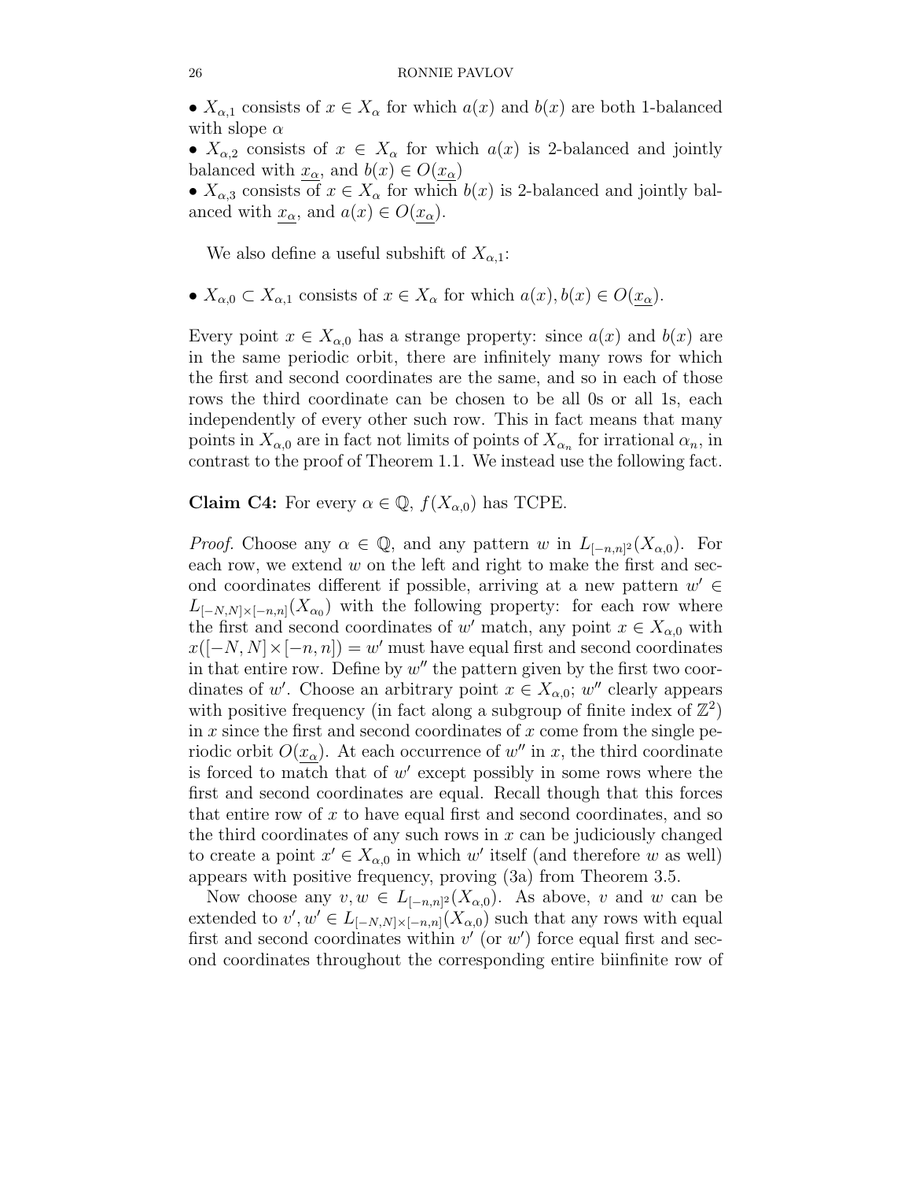• $X_{\alpha,1}$ consists of $x \in X_\alpha$ for which $a(x)$ and $b(x)$ are both 1-balanced with slope $\alpha$

• $X_{\alpha,2}$ consists of $x \in X_\alpha$ for which $a(x)$ is 2-balanced and jointly balanced with $\underline{x_\alpha}$, and $b(x) \in O(\underline{x_\alpha})$

• $X_{\alpha,3}$ consists of $x \in X_\alpha$ for which $b(x)$ is 2-balanced and jointly balanced with $\underline{x_\alpha}$, and $a(x) \in O(\underline{x_\alpha})$.

We also define a useful subshift of $X_{\alpha,1}$:

• $X_{\alpha,0} \subset X_{\alpha,1}$ consists of $x \in X_\alpha$ for which $a(x), b(x) \in O(\underline{x_\alpha})$.

Every point $x \in X_{\alpha,0}$ has a strange property: since $a(x)$ and $b(x)$ are in the same periodic orbit, there are infinitely many rows for which the first and second coordinates are the same, and so in each of those rows the third coordinate can be chosen to be all 0s or all 1s, each independently of every other such row. This in fact means that many points in $X_{\alpha,0}$ are in fact not limits of points of $X_{\alpha_n}$ for irrational $\alpha_n$, in contrast to the proof of Theorem 1.1. We instead use the following fact.

**Claim C4:** For every $\alpha \in \mathbb{Q}$, $f(X_{\alpha,0})$ has TCPE.

*Proof.* Choose any $\alpha \in \mathbb{Q}$, and any pattern $w$ in $L_{[-n,n]^2}(X_{\alpha,0})$. For each row, we extend $w$ on the left and right to make the first and second coordinates different if possible, arriving at a new pattern $w' \in L_{[-N,N]\times[-n,n]}(X_{\alpha_0})$ with the following property: for each row where the first and second coordinates of $w'$ match, any point $x \in X_{\alpha,0}$ with $x([-N,N]\times[-n,n]) = w'$ must have equal first and second coordinates in that entire row. Define by $w''$ the pattern given by the first two coordinates of $w'$. Choose an arbitrary point $x \in X_{\alpha,0}$; $w''$ clearly appears with positive frequency (in fact along a subgroup of finite index of $\mathbb{Z}^2$) in $x$ since the first and second coordinates of $x$ come from the single periodic orbit $O(\underline{x_\alpha})$. At each occurrence of $w''$ in $x$, the third coordinate is forced to match that of $w'$ except possibly in some rows where the first and second coordinates are equal. Recall though that this forces that entire row of $x$ to have equal first and second coordinates, and so the third coordinates of any such rows in $x$ can be judiciously changed to create a point $x' \in X_{\alpha,0}$ in which $w'$ itself (and therefore $w$ as well) appears with positive frequency, proving (3a) from Theorem 3.5.

Now choose any $v, w \in L_{[-n,n]^2}(X_{\alpha,0})$. As above, $v$ and $w$ can be extended to $v', w' \in L_{[-N,N]\times[-n,n]}(X_{\alpha,0})$ such that any rows with equal first and second coordinates within $v'$ (or $w'$) force equal first and second coordinates throughout the corresponding entire biinfinite row of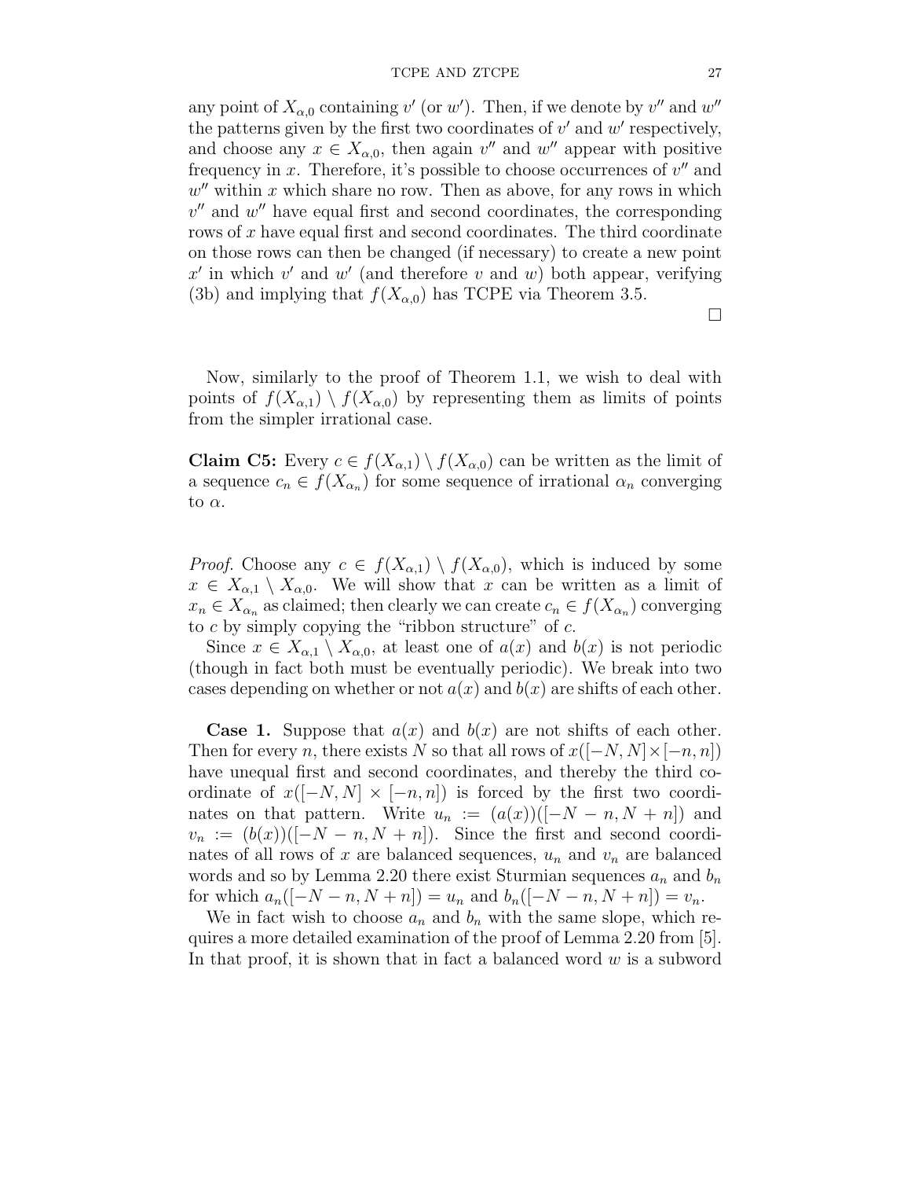any point of $X_{\alpha,0}$ containing $v'$ (or $w'$). Then, if we denote by $v''$ and $w''$ the patterns given by the first two coordinates of $v'$ and $w'$ respectively, and choose any $x \in X_{\alpha,0}$, then again $v''$ and $w''$ appear with positive frequency in $x$. Therefore, it's possible to choose occurrences of $v''$ and $w''$ within $x$ which share no row. Then as above, for any rows in which $v''$ and $w''$ have equal first and second coordinates, the corresponding rows of $x$ have equal first and second coordinates. The third coordinate on those rows can then be changed (if necessary) to create a new point $x'$ in which $v'$ and $w'$ (and therefore $v$ and $w$) both appear, verifying (3b) and implying that $f(X_{\alpha,0})$ has TCPE via Theorem 3.5.

∎

Now, similarly to the proof of Theorem 1.1, we wish to deal with points of $f(X_{\alpha,1}) \setminus f(X_{\alpha,0})$ by representing them as limits of points from the simpler irrational case.

**Claim C5:** Every $c \in f(X_{\alpha,1}) \setminus f(X_{\alpha,0})$ can be written as the limit of a sequence $c_n \in f(X_{\alpha_n})$ for some sequence of irrational $\alpha_n$ converging to $\alpha$.

*Proof.* Choose any $c \in f(X_{\alpha,1}) \setminus f(X_{\alpha,0})$, which is induced by some $x \in X_{\alpha,1} \setminus X_{\alpha,0}$. We will show that $x$ can be written as a limit of $x_n \in X_{\alpha_n}$ as claimed; then clearly we can create $c_n \in f(X_{\alpha_n})$ converging to $c$ by simply copying the "ribbon structure" of $c$.

Since $x \in X_{\alpha,1} \setminus X_{\alpha,0}$, at least one of $a(x)$ and $b(x)$ is not periodic (though in fact both must be eventually periodic). We break into two cases depending on whether or not $a(x)$ and $b(x)$ are shifts of each other.

**Case 1.** Suppose that $a(x)$ and $b(x)$ are not shifts of each other. Then for every $n$, there exists $N$ so that all rows of $x([-N,N] \times [-n,n])$ have unequal first and second coordinates, and thereby the third coordinate of $x([-N,N] \times [-n,n])$ is forced by the first two coordinates on that pattern. Write $u_n := (a(x))([-N-n, N+n])$ and $v_n := (b(x))([-N-n, N+n])$. Since the first and second coordinates of all rows of $x$ are balanced sequences, $u_n$ and $v_n$ are balanced words and so by Lemma 2.20 there exist Sturmian sequences $a_n$ and $b_n$ for which $a_n([-N-n, N+n]) = u_n$ and $b_n([-N-n, N+n]) = v_n$.

We in fact wish to choose $a_n$ and $b_n$ with the same slope, which requires a more detailed examination of the proof of Lemma 2.20 from [5]. In that proof, it is shown that in fact a balanced word $w$ is a subword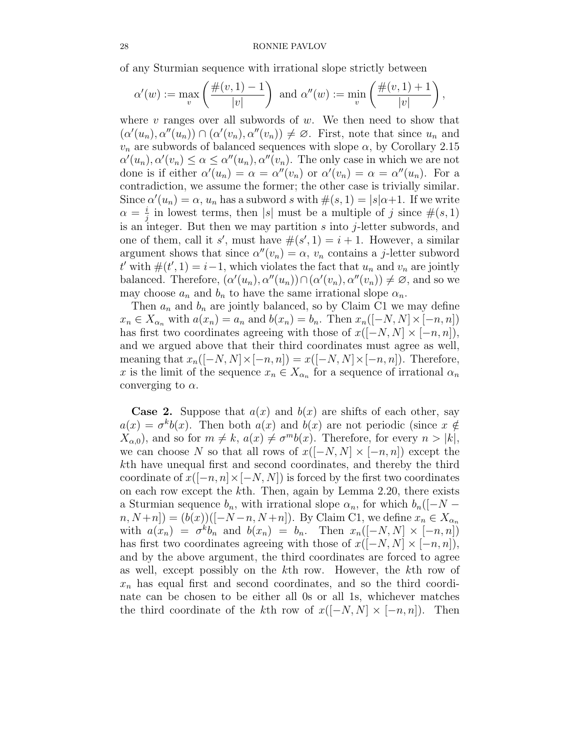of any Sturmian sequence with irrational slope strictly between

$$\alpha'(w) := \max_v \left( \frac{\#(v,1) - 1}{|v|} \right) \text{ and } \alpha''(w) := \min_v \left( \frac{\#(v,1) + 1}{|v|} \right),$$

where $v$ ranges over all subwords of $w$. We then need to show that $(\alpha'(u_n), \alpha''(u_n)) \cap (\alpha'(v_n), \alpha''(v_n)) \neq \varnothing$. First, note that since $u_n$ and $v_n$ are subwords of balanced sequences with slope $\alpha$, by Corollary 2.15 $\alpha'(u_n), \alpha'(v_n) \leq \alpha \leq \alpha''(u_n), \alpha''(v_n)$. The only case in which we are not done is if either $\alpha'(u_n) = \alpha = \alpha''(v_n)$ or $\alpha'(v_n) = \alpha = \alpha''(u_n)$. For a contradiction, we assume the former; the other case is trivially similar. Since $\alpha'(u_n) = \alpha$, $u_n$ has a subword $s$ with $\#(s, 1) = |s|\alpha + 1$. If we write $\alpha = \frac{i}{j}$ in lowest terms, then $|s|$ must be a multiple of $j$ since $\#(s, 1)$ is an integer. But then we may partition $s$ into $j$-letter subwords, and one of them, call it $s'$, must have $\#(s', 1) = i + 1$. However, a similar argument shows that since $\alpha''(v_n) = \alpha$, $v_n$ contains a $j$-letter subword $t'$ with $\#(t', 1) = i - 1$, which violates the fact that $u_n$ and $v_n$ are jointly balanced. Therefore, $(\alpha'(u_n), \alpha''(u_n)) \cap (\alpha'(v_n), \alpha''(v_n)) \neq \varnothing$, and so we may choose $a_n$ and $b_n$ to have the same irrational slope $\alpha_n$.

Then $a_n$ and $b_n$ are jointly balanced, so by Claim C1 we may define $x_n \in X_{\alpha_n}$ with $a(x_n) = a_n$ and $b(x_n) = b_n$. Then $x_n([-N, N] \times [-n, n])$ has first two coordinates agreeing with those of $x([-N, N] \times [-n, n])$, and we argued above that their third coordinates must agree as well, meaning that $x_n([-N, N] \times [-n, n]) = x([-N, N] \times [-n, n])$. Therefore, $x$ is the limit of the sequence $x_n \in X_{\alpha_n}$ for a sequence of irrational $\alpha_n$ converging to $\alpha$.

**Case 2.** Suppose that $a(x)$ and $b(x)$ are shifts of each other, say $a(x) = \sigma^k b(x)$. Then both $a(x)$ and $b(x)$ are not periodic (since $x \notin X_{\alpha,0}$), and so for $m \neq k$, $a(x) \neq \sigma^m b(x)$. Therefore, for every $n > |k|$, we can choose $N$ so that all rows of $x([-N, N] \times [-n, n])$ except the $k$th have unequal first and second coordinates, and thereby the third coordinate of $x([-n, n] \times [-N, N])$ is forced by the first two coordinates on each row except the $k$th. Then, again by Lemma 2.20, there exists a Sturmian sequence $b_n$, with irrational slope $\alpha_n$, for which $b_n([-N - n, N + n]) = (b(x))([-N - n, N + n])$. By Claim C1, we define $x_n \in X_{\alpha_n}$ with $a(x_n) = \sigma^k b_n$ and $b(x_n) = b_n$. Then $x_n([-N, N] \times [-n, n])$ has first two coordinates agreeing with those of $x([-N, N] \times [-n, n])$, and by the above argument, the third coordinates are forced to agree as well, except possibly on the $k$th row. However, the $k$th row of $x_n$ has equal first and second coordinates, and so the third coordinate can be chosen to be either all 0s or all 1s, whichever matches the third coordinate of the $k$th row of $x([-N, N] \times [-n, n])$. Then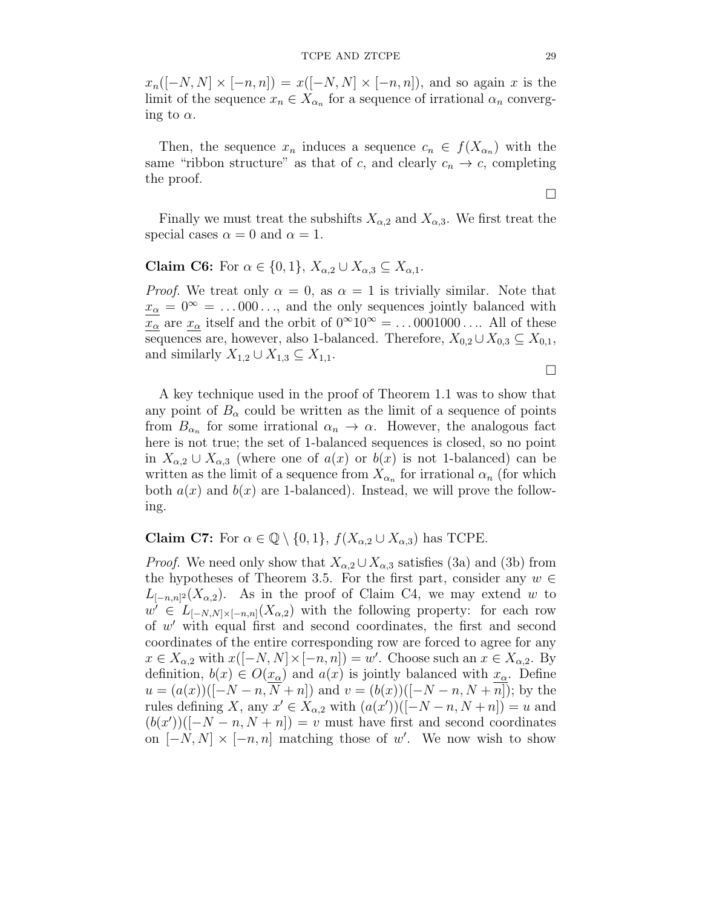$x_n([-N, N] \times [-n, n]) = x([-N, N] \times [-n, n])$, and so again $x$ is the limit of the sequence $x_n \in X_{\alpha_n}$ for a sequence of irrational $\alpha_n$ converging to $\alpha$.

Then, the sequence $x_n$ induces a sequence $c_n \in f(X_{\alpha_n})$ with the same "ribbon structure" as that of $c$, and clearly $c_n \to c$, completing the proof.

$\square$

Finally we must treat the subshifts $X_{\alpha,2}$ and $X_{\alpha,3}$. We first treat the special cases $\alpha = 0$ and $\alpha = 1$.

**Claim C6:** For $\alpha \in \{0, 1\}$, $X_{\alpha,2} \cup X_{\alpha,3} \subseteq X_{\alpha,1}$.

*Proof.* We treat only $\alpha = 0$, as $\alpha = 1$ is trivially similar. Note that $\underline{x_\alpha} = 0^\infty = \ldots 000 \ldots$, and the only sequences jointly balanced with $\underline{x_\alpha}$ are $\underline{x_\alpha}$ itself and the orbit of $0^\infty 1 0^\infty = \ldots 0001000 \ldots$. All of these sequences are, however, also 1-balanced. Therefore, $X_{0,2} \cup X_{0,3} \subseteq X_{0,1}$, and similarly $X_{1,2} \cup X_{1,3} \subseteq X_{1,1}$.

$\square$

A key technique used in the proof of Theorem 1.1 was to show that any point of $B_\alpha$ could be written as the limit of a sequence of points from $B_{\alpha_n}$ for some irrational $\alpha_n \to \alpha$. However, the analogous fact here is not true; the set of 1-balanced sequences is closed, so no point in $X_{\alpha,2} \cup X_{\alpha,3}$ (where one of $a(x)$ or $b(x)$ is not 1-balanced) can be written as the limit of a sequence from $X_{\alpha_n}$ for irrational $\alpha_n$ (for which both $a(x)$ and $b(x)$ are 1-balanced). Instead, we will prove the following.

**Claim C7:** For $\alpha \in \mathbb{Q} \setminus \{0, 1\}$, $f(X_{\alpha,2} \cup X_{\alpha,3})$ has TCPE.

*Proof.* We need only show that $X_{\alpha,2} \cup X_{\alpha,3}$ satisfies (3a) and (3b) from the hypotheses of Theorem 3.5. For the first part, consider any $w \in L_{[-n,n]^2}(X_{\alpha,2})$. As in the proof of Claim C4, we may extend $w$ to $w' \in L_{[-N,N]\times[-n,n]}(X_{\alpha,2})$ with the following property: for each row of $w'$ with equal first and second coordinates, the first and second coordinates of the entire corresponding row are forced to agree for any $x \in X_{\alpha,2}$ with $x([-N, N] \times [-n, n]) = w'$. Choose such an $x \in X_{\alpha,2}$. By definition, $b(x) \in O(\underline{x_\alpha})$ and $a(x)$ is jointly balanced with $\underline{x_\alpha}$. Define $u = (a(x))([-N - n, N + n])$ and $v = (b(x))([-N - n, N + n])$; by the rules defining $X$, any $x' \in X_{\alpha,2}$ with $(a(x'))([-N - n, N + n]) = u$ and $(b(x'))([-N - n, N + n]) = v$ must have first and second coordinates on $[-N, N] \times [-n, n]$ matching those of $w'$. We now wish to show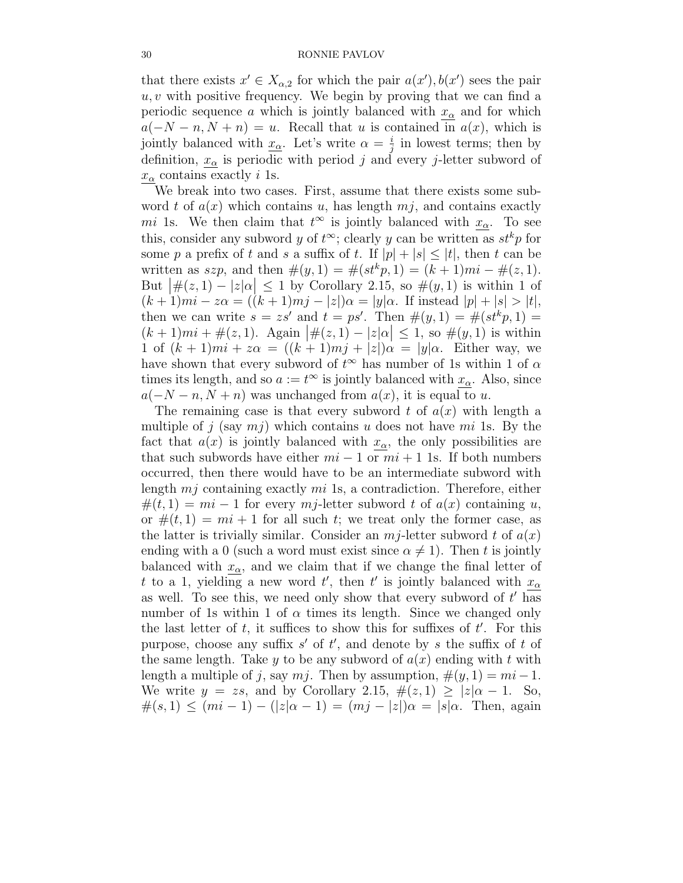that there exists $x' \in X_{\alpha,2}$ for which the pair $a(x'), b(x')$ sees the pair $u, v$ with positive frequency. We begin by proving that we can find a periodic sequence $a$ which is jointly balanced with $\underline{x_\alpha}$ and for which $a(-N-n, N+n) = u$. Recall that $u$ is contained in $a(x)$, which is jointly balanced with $\underline{x_\alpha}$. Let's write $\alpha = \frac{i}{j}$ in lowest terms; then by definition, $\underline{x_\alpha}$ is periodic with period $j$ and every $j$-letter subword of $\underline{x_\alpha}$ contains exactly $i$ 1s.

We break into two cases. First, assume that there exists some subword $t$ of $a(x)$ which contains $u$, has length $mj$, and contains exactly $mi$ 1s. We then claim that $t^\infty$ is jointly balanced with $\underline{x_\alpha}$. To see this, consider any subword $y$ of $t^\infty$; clearly $y$ can be written as $st^k p$ for some $p$ a prefix of $t$ and $s$ a suffix of $t$. If $|p| + |s| \leq |t|$, then $t$ can be written as $szp$, and then $\#(y, 1) = \#(st^k p, 1) = (k+1)mi - \#(z, 1)$. But $\big|\#(z, 1) - |z|\alpha\big| \leq 1$ by Corollary 2.15, so $\#(y, 1)$ is within 1 of $(k+1)mi - z\alpha = ((k+1)mj - |z|)\alpha = |y|\alpha$. If instead $|p| + |s| > |t|$, then we can write $s = zs'$ and $t = ps'$. Then $\#(y, 1) = \#(st^k p, 1) = (k+1)mi + \#(z, 1)$. Again $\big|\#(z, 1) - |z|\alpha\big| \leq 1$, so $\#(y, 1)$ is within 1 of $(k+1)mi + z\alpha = ((k+1)mj + |z|)\alpha = |y|\alpha$. Either way, we have shown that every subword of $t^\infty$ has number of 1s within 1 of $\alpha$ times its length, and so $a := t^\infty$ is jointly balanced with $\underline{x_\alpha}$. Also, since $a(-N-n, N+n)$ was unchanged from $a(x)$, it is equal to $u$.

The remaining case is that every subword $t$ of $a(x)$ with length a multiple of $j$ (say $mj$) which contains $u$ does not have $mi$ 1s. By the fact that $a(x)$ is jointly balanced with $\underline{x_\alpha}$, the only possibilities are that such subwords have either $mi - 1$ or $mi + 1$ 1s. If both numbers occurred, then there would have to be an intermediate subword with length $mj$ containing exactly $mi$ 1s, a contradiction. Therefore, either $\#(t, 1) = mi - 1$ for every $mj$-letter subword $t$ of $a(x)$ containing $u$, or $\#(t, 1) = mi + 1$ for all such $t$; we treat only the former case, as the latter is trivially similar. Consider an $mj$-letter subword $t$ of $a(x)$ ending with a 0 (such a word must exist since $\alpha \neq 1$). Then $t$ is jointly balanced with $\underline{x_\alpha}$, and we claim that if we change the final letter of $t$ to a 1, yielding a new word $t'$, then $t'$ is jointly balanced with $\underline{x_\alpha}$ as well. To see this, we need only show that every subword of $t'$ has number of 1s within 1 of $\alpha$ times its length. Since we changed only the last letter of $t$, it suffices to show this for suffixes of $t'$. For this purpose, choose any suffix $s'$ of $t'$, and denote by $s$ the suffix of $t$ of the same length. Take $y$ to be any subword of $a(x)$ ending with $t$ with length a multiple of $j$, say $mj$. Then by assumption, $\#(y, 1) = mi - 1$. We write $y = zs$, and by Corollary 2.15, $\#(z, 1) \geq |z|\alpha - 1$. So, $\#(s, 1) \leq (mi - 1) - (|z|\alpha - 1) = (mj - |z|)\alpha = |s|\alpha$. Then, again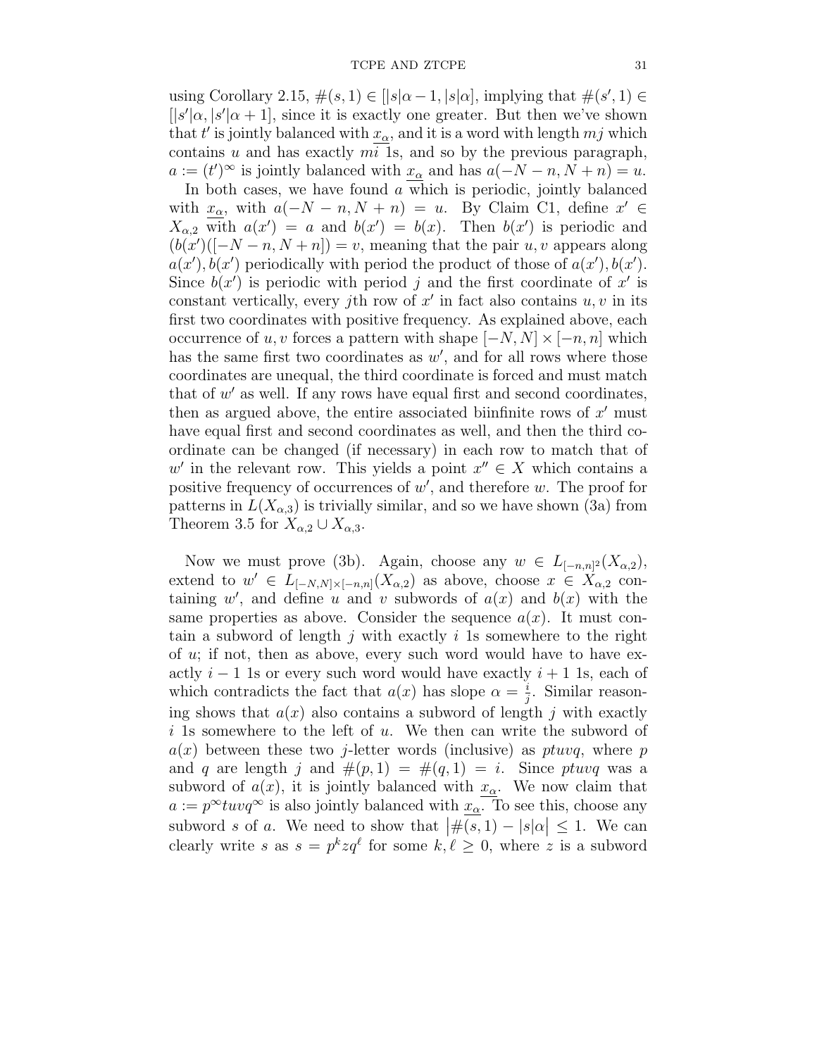using Corollary 2.15, $\#(s,1) \in [|s|\alpha - 1, |s|\alpha]$, implying that $\#(s',1) \in [|s'|\alpha, |s'|\alpha + 1]$, since it is exactly one greater. But then we've shown that $t'$ is jointly balanced with $\underline{x_\alpha}$, and it is a word with length $mj$ which contains $u$ and has exactly $mi$ 1s, and so by the previous paragraph, $a := (t')^\infty$ is jointly balanced with $\underline{x_\alpha}$ and has $a(-N-n, N+n) = u$.

In both cases, we have found $a$ which is periodic, jointly balanced with $\underline{x_\alpha}$, with $a(-N-n, N+n) = u$. By Claim C1, define $x' \in X_{\alpha,2}$ with $a(x') = a$ and $b(x') = b(x)$. Then $b(x')$ is periodic and $(b(x')([-N-n, N+n]) = v$, meaning that the pair $u, v$ appears along $a(x'), b(x')$ periodically with period the product of those of $a(x'), b(x')$. Since $b(x')$ is periodic with period $j$ and the first coordinate of $x'$ is constant vertically, every $j$th row of $x'$ in fact also contains $u, v$ in its first two coordinates with positive frequency. As explained above, each occurrence of $u, v$ forces a pattern with shape $[-N, N] \times [-n, n]$ which has the same first two coordinates as $w'$, and for all rows where those coordinates are unequal, the third coordinate is forced and must match that of $w'$ as well. If any rows have equal first and second coordinates, then as argued above, the entire associated biinfinite rows of $x'$ must have equal first and second coordinates as well, and then the third coordinate can be changed (if necessary) in each row to match that of $w'$ in the relevant row. This yields a point $x'' \in X$ which contains a positive frequency of occurrences of $w'$, and therefore $w$. The proof for patterns in $L(X_{\alpha,3})$ is trivially similar, and so we have shown (3a) from Theorem 3.5 for $X_{\alpha,2} \cup X_{\alpha,3}$.

Now we must prove (3b). Again, choose any $w \in L_{[-n,n]^2}(X_{\alpha,2})$, extend to $w' \in L_{[-N,N]\times[-n,n]}(X_{\alpha,2})$ as above, choose $x \in X_{\alpha,2}$ containing $w'$, and define $u$ and $v$ subwords of $a(x)$ and $b(x)$ with the same properties as above. Consider the sequence $a(x)$. It must contain a subword of length $j$ with exactly $i$ 1s somewhere to the right of $u$; if not, then as above, every such word would have to have exactly $i-1$ 1s or every such word would have exactly $i+1$ 1s, each of which contradicts the fact that $a(x)$ has slope $\alpha = \frac{i}{j}$. Similar reasoning shows that $a(x)$ also contains a subword of length $j$ with exactly $i$ 1s somewhere to the left of $u$. We then can write the subword of $a(x)$ between these two $j$-letter words (inclusive) as $ptuvq$, where $p$ and $q$ are length $j$ and $\#(p,1) = \#(q,1) = i$. Since $ptuvq$ was a subword of $a(x)$, it is jointly balanced with $\underline{x_\alpha}$. We now claim that $a := p^\infty tuvq^\infty$ is also jointly balanced with $\underline{x_\alpha}$. To see this, choose any subword $s$ of $a$. We need to show that $\big|\#(s,1) - |s|\alpha\big| \leq 1$. We can clearly write $s$ as $s = p^k z q^\ell$ for some $k, \ell \geq 0$, where $z$ is a subword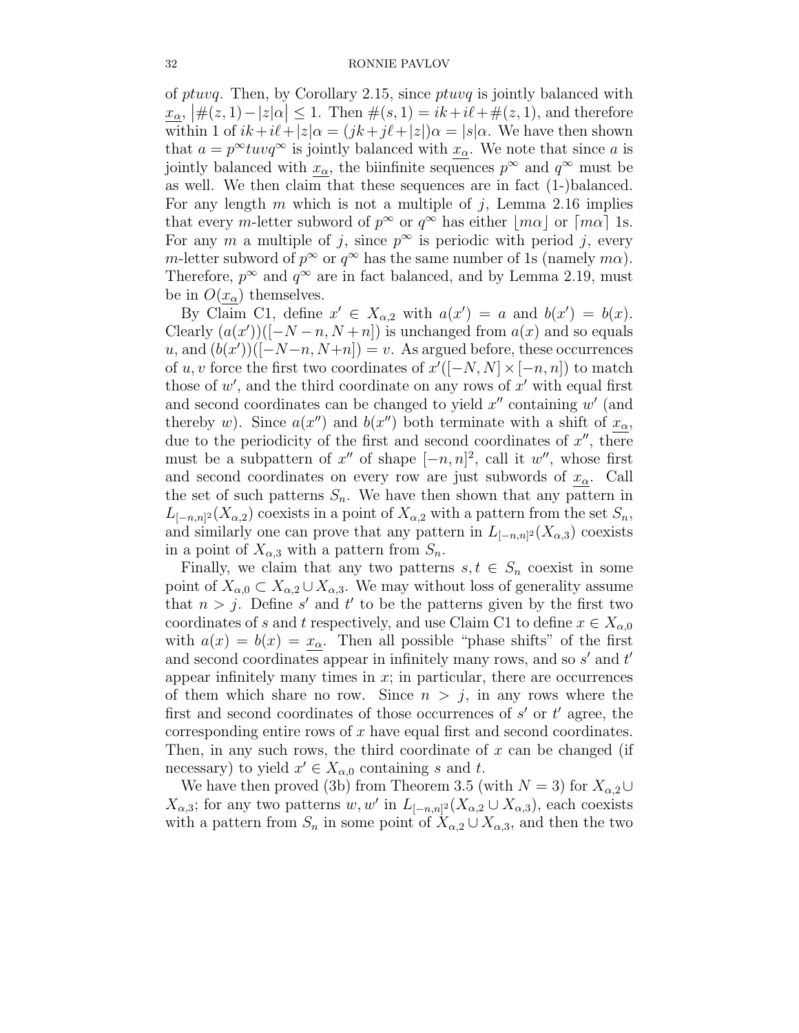of $ptuvq$. Then, by Corollary 2.15, since $ptuvq$ is jointly balanced with $\underline{x_\alpha}$, $\left|\#(z,1) - |z|\alpha\right| \leq 1$. Then $\#(s,1) = ik + i\ell + \#(z,1)$, and therefore within 1 of $ik+i\ell+|z|\alpha = (jk+j\ell+|z|)\alpha = |s|\alpha$. We have then shown that $a = p^\infty tuvq^\infty$ is jointly balanced with $\underline{x_\alpha}$. We note that since $a$ is jointly balanced with $\underline{x_\alpha}$, the biinfinite sequences $p^\infty$ and $q^\infty$ must be as well. We then claim that these sequences are in fact (1-)balanced. For any length $m$ which is not a multiple of $j$, Lemma 2.16 implies that every $m$-letter subword of $p^\infty$ or $q^\infty$ has either $\lfloor m\alpha \rfloor$ or $\lceil m\alpha \rceil$ 1s. For any $m$ a multiple of $j$, since $p^\infty$ is periodic with period $j$, every $m$-letter subword of $p^\infty$ or $q^\infty$ has the same number of 1s (namely $m\alpha$). Therefore, $p^\infty$ and $q^\infty$ are in fact balanced, and by Lemma 2.19, must be in $O(\underline{x_\alpha})$ themselves.

By Claim C1, define $x' \in X_{\alpha,2}$ with $a(x') = a$ and $b(x') = b(x)$. Clearly $(a(x'))([-N-n, N+n])$ is unchanged from $a(x)$ and so equals $u$, and $(b(x'))([-N-n, N+n]) = v$. As argued before, these occurrences of $u, v$ force the first two coordinates of $x'([-N,N] \times [-n,n])$ to match those of $w'$, and the third coordinate on any rows of $x'$ with equal first and second coordinates can be changed to yield $x''$ containing $w'$ (and thereby $w$). Since $a(x'')$ and $b(x'')$ both terminate with a shift of $\underline{x_\alpha}$, due to the periodicity of the first and second coordinates of $x''$, there must be a subpattern of $x''$ of shape $[-n,n]^2$, call it $w''$, whose first and second coordinates on every row are just subwords of $\underline{x_\alpha}$. Call the set of such patterns $S_n$. We have then shown that any pattern in $L_{[-n,n]^2}(X_{\alpha,2})$ coexists in a point of $X_{\alpha,2}$ with a pattern from the set $S_n$, and similarly one can prove that any pattern in $L_{[-n,n]^2}(X_{\alpha,3})$ coexists in a point of $X_{\alpha,3}$ with a pattern from $S_n$.

Finally, we claim that any two patterns $s, t \in S_n$ coexist in some point of $X_{\alpha,0} \subset X_{\alpha,2} \cup X_{\alpha,3}$. We may without loss of generality assume that $n > j$. Define $s'$ and $t'$ to be the patterns given by the first two coordinates of $s$ and $t$ respectively, and use Claim C1 to define $x \in X_{\alpha,0}$ with $a(x) = b(x) = \underline{x_\alpha}$. Then all possible "phase shifts" of the first and second coordinates appear in infinitely many rows, and so $s'$ and $t'$ appear infinitely many times in $x$; in particular, there are occurrences of them which share no row. Since $n > j$, in any rows where the first and second coordinates of those occurrences of $s'$ or $t'$ agree, the corresponding entire rows of $x$ have equal first and second coordinates. Then, in any such rows, the third coordinate of $x$ can be changed (if necessary) to yield $x' \in X_{\alpha,0}$ containing $s$ and $t$.

We have then proved (3b) from Theorem 3.5 (with $N = 3$) for $X_{\alpha,2} \cup X_{\alpha,3}$; for any two patterns $w, w'$ in $L_{[-n,n]^2}(X_{\alpha,2} \cup X_{\alpha,3})$, each coexists with a pattern from $S_n$ in some point of $X_{\alpha,2} \cup X_{\alpha,3}$, and then the two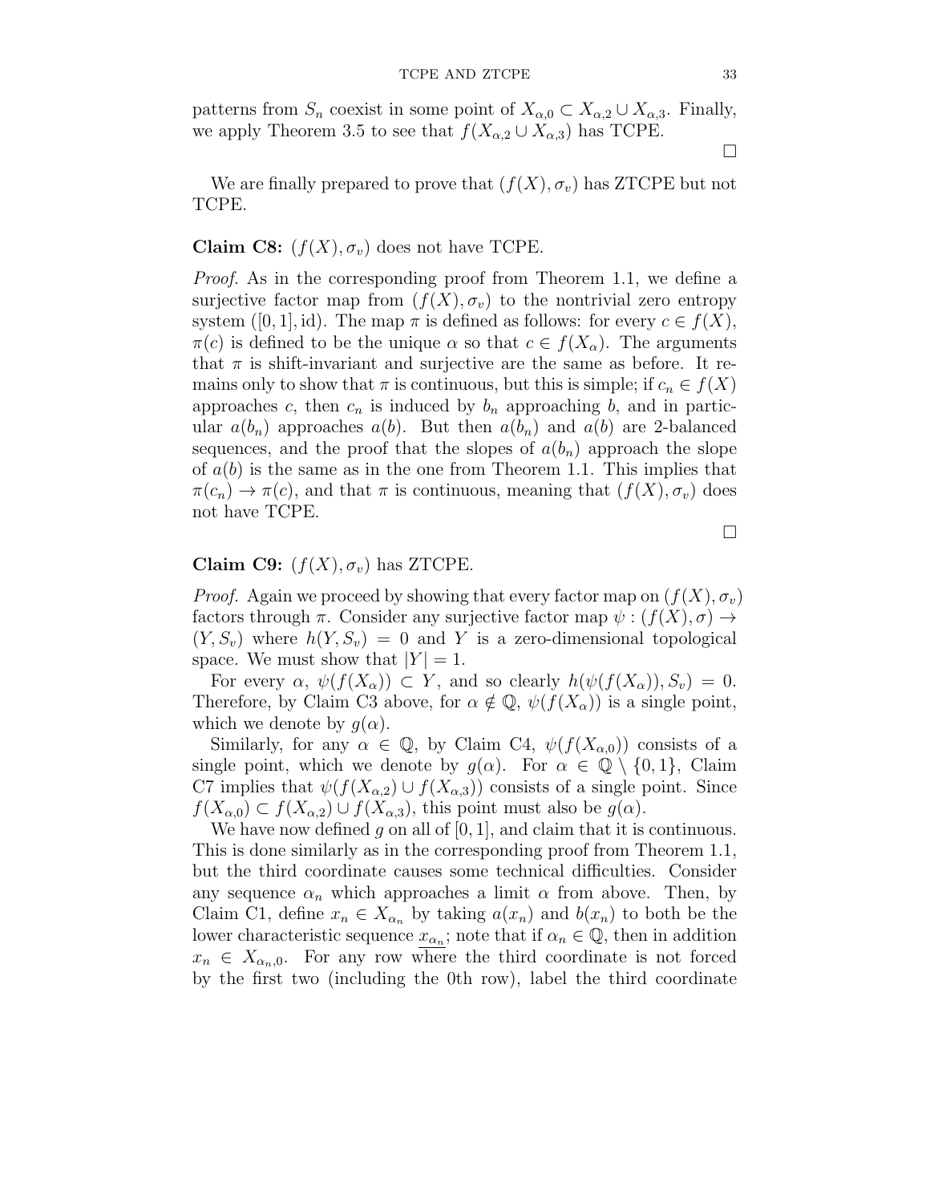patterns from $S_n$ coexist in some point of $X_{\alpha,0} \subset X_{\alpha,2} \cup X_{\alpha,3}$. Finally, we apply Theorem 3.5 to see that $f(X_{\alpha,2} \cup X_{\alpha,3})$ has TCPE.

□

We are finally prepared to prove that $(f(X), \sigma_v)$ has ZTCPE but not TCPE.

**Claim C8:** $(f(X), \sigma_v)$ does not have TCPE.

*Proof.* As in the corresponding proof from Theorem 1.1, we define a surjective factor map from $(f(X), \sigma_v)$ to the nontrivial zero entropy system $([0, 1], \text{id})$. The map $\pi$ is defined as follows: for every $c \in f(X)$, $\pi(c)$ is defined to be the unique $\alpha$ so that $c \in f(X_\alpha)$. The arguments that $\pi$ is shift-invariant and surjective are the same as before. It remains only to show that $\pi$ is continuous, but this is simple; if $c_n \in f(X)$ approaches $c$, then $c_n$ is induced by $b_n$ approaching $b$, and in particular $a(b_n)$ approaches $a(b)$. But then $a(b_n)$ and $a(b)$ are 2-balanced sequences, and the proof that the slopes of $a(b_n)$ approach the slope of $a(b)$ is the same as in the one from Theorem 1.1. This implies that $\pi(c_n) \to \pi(c)$, and that $\pi$ is continuous, meaning that $(f(X), \sigma_v)$ does not have TCPE.

□

**Claim C9:** $(f(X), \sigma_v)$ has ZTCPE.

*Proof.* Again we proceed by showing that every factor map on $(f(X), \sigma_v)$ factors through $\pi$. Consider any surjective factor map $\psi : (f(X), \sigma) \to (Y, S_v)$ where $h(Y, S_v) = 0$ and $Y$ is a zero-dimensional topological space. We must show that $|Y| = 1$.

For every $\alpha$, $\psi(f(X_\alpha)) \subset Y$, and so clearly $h(\psi(f(X_\alpha)), S_v) = 0$. Therefore, by Claim C3 above, for $\alpha \notin \mathbb{Q}$, $\psi(f(X_\alpha))$ is a single point, which we denote by $g(\alpha)$.

Similarly, for any $\alpha \in \mathbb{Q}$, by Claim C4, $\psi(f(X_{\alpha,0}))$ consists of a single point, which we denote by $g(\alpha)$. For $\alpha \in \mathbb{Q} \setminus \{0, 1\}$, Claim C7 implies that $\psi(f(X_{\alpha,2}) \cup f(X_{\alpha,3}))$ consists of a single point. Since $f(X_{\alpha,0}) \subset f(X_{\alpha,2}) \cup f(X_{\alpha,3})$, this point must also be $g(\alpha)$.

We have now defined $g$ on all of $[0, 1]$, and claim that it is continuous. This is done similarly as in the corresponding proof from Theorem 1.1, but the third coordinate causes some technical difficulties. Consider any sequence $\alpha_n$ which approaches a limit $\alpha$ from above. Then, by Claim C1, define $x_n \in X_{\alpha_n}$ by taking $a(x_n)$ and $b(x_n)$ to both be the lower characteristic sequence $\underline{x_{\alpha_n}}$; note that if $\alpha_n \in \mathbb{Q}$, then in addition $x_n \in X_{\alpha_n,0}$. For any row where the third coordinate is not forced by the first two (including the 0th row), label the third coordinate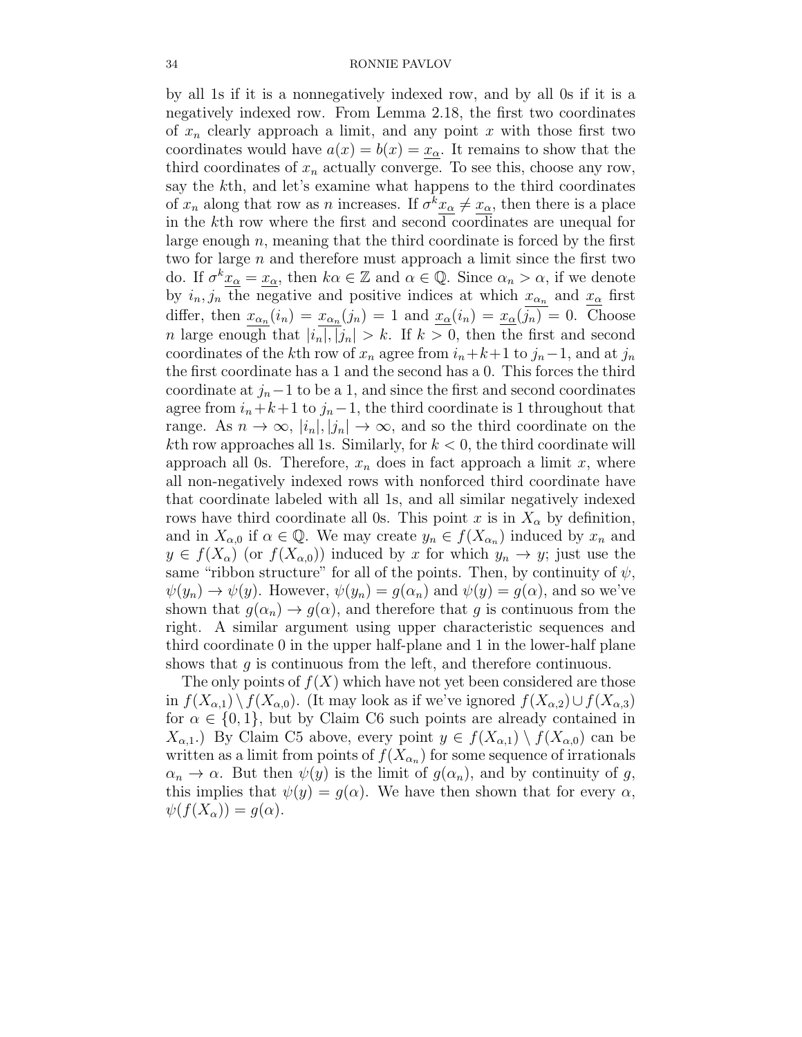by all 1s if it is a nonnegatively indexed row, and by all 0s if it is a negatively indexed row. From Lemma 2.18, the first two coordinates of $x_n$ clearly approach a limit, and any point $x$ with those first two coordinates would have $a(x) = b(x) = \underline{x_\alpha}$. It remains to show that the third coordinates of $x_n$ actually converge. To see this, choose any row, say the $k$th, and let's examine what happens to the third coordinates of $x_n$ along that row as $n$ increases. If $\sigma^k \underline{x_\alpha} \neq \underline{x_\alpha}$, then there is a place in the $k$th row where the first and second coordinates are unequal for large enough $n$, meaning that the third coordinate is forced by the first two for large $n$ and therefore must approach a limit since the first two do. If $\sigma^k \underline{x_\alpha} = \underline{x_\alpha}$, then $k\alpha \in \mathbb{Z}$ and $\alpha \in \mathbb{Q}$. Since $\alpha_n > \alpha$, if we denote by $i_n, j_n$ the negative and positive indices at which $\underline{x_{\alpha_n}}$ and $\underline{x_\alpha}$ first differ, then $\underline{x_{\alpha_n}}(i_n) = \underline{x_{\alpha_n}}(j_n) = 1$ and $\underline{x_\alpha}(i_n) = \underline{x_\alpha}(j_n) = 0$. Choose $n$ large enough that $|i_n|, |j_n| > k$. If $k > 0$, then the first and second coordinates of the $k$th row of $x_n$ agree from $i_n + k + 1$ to $j_n - 1$, and at $j_n$ the first coordinate has a 1 and the second has a 0. This forces the third coordinate at $j_n - 1$ to be a 1, and since the first and second coordinates agree from $i_n + k + 1$ to $j_n - 1$, the third coordinate is 1 throughout that range. As $n \to \infty$, $|i_n|, |j_n| \to \infty$, and so the third coordinate on the $k$th row approaches all 1s. Similarly, for $k < 0$, the third coordinate will approach all 0s. Therefore, $x_n$ does in fact approach a limit $x$, where all non-negatively indexed rows with nonforced third coordinate have that coordinate labeled with all 1s, and all similar negatively indexed rows have third coordinate all 0s. This point $x$ is in $X_\alpha$ by definition, and in $X_{\alpha,0}$ if $\alpha \in \mathbb{Q}$. We may create $y_n \in f(X_{\alpha_n})$ induced by $x_n$ and $y \in f(X_\alpha)$ (or $f(X_{\alpha,0})$) induced by $x$ for which $y_n \to y$; just use the same "ribbon structure" for all of the points. Then, by continuity of $\psi$, $\psi(y_n) \to \psi(y)$. However, $\psi(y_n) = g(\alpha_n)$ and $\psi(y) = g(\alpha)$, and so we've shown that $g(\alpha_n) \to g(\alpha)$, and therefore that $g$ is continuous from the right. A similar argument using upper characteristic sequences and third coordinate 0 in the upper half-plane and 1 in the lower-half plane shows that $g$ is continuous from the left, and therefore continuous.

The only points of $f(X)$ which have not yet been considered are those in $f(X_{\alpha,1}) \setminus f(X_{\alpha,0})$. (It may look as if we've ignored $f(X_{\alpha,2}) \cup f(X_{\alpha,3})$ for $\alpha \in \{0,1\}$, but by Claim C6 such points are already contained in $X_{\alpha,1}$.) By Claim C5 above, every point $y \in f(X_{\alpha,1}) \setminus f(X_{\alpha,0})$ can be written as a limit from points of $f(X_{\alpha_n})$ for some sequence of irrationals $\alpha_n \to \alpha$. But then $\psi(y)$ is the limit of $g(\alpha_n)$, and by continuity of $g$, this implies that $\psi(y) = g(\alpha)$. We have then shown that for every $\alpha$, $\psi(f(X_\alpha)) = g(\alpha)$.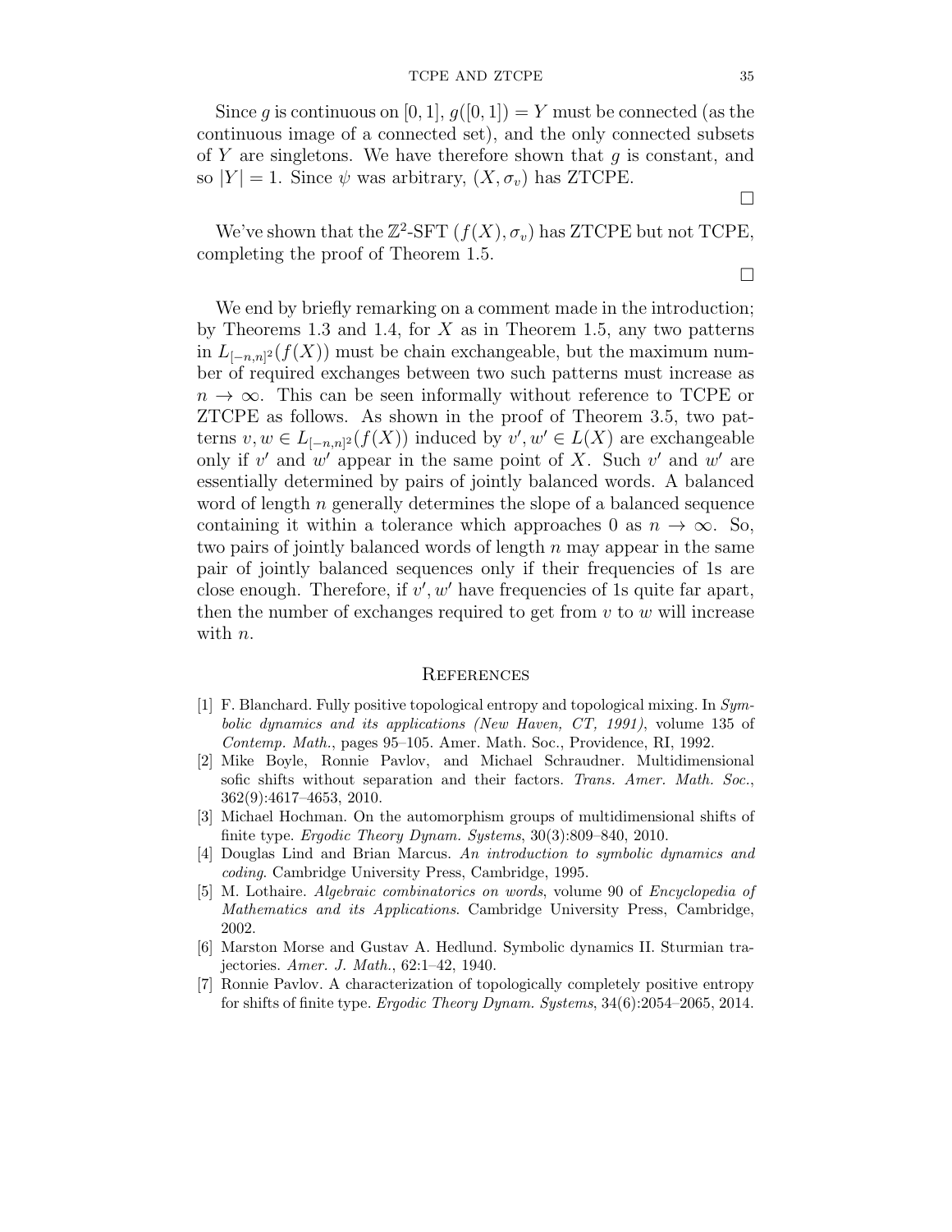Since $g$ is continuous on $[0, 1]$, $g([0, 1]) = Y$ must be connected (as the continuous image of a connected set), and the only connected subsets of $Y$ are singletons. We have therefore shown that $g$ is constant, and so $|Y| = 1$. Since $\psi$ was arbitrary, $(X, \sigma_v)$ has ZTCPE.

□

We've shown that the $\mathbb{Z}^2$-SFT $(f(X), \sigma_v)$ has ZTCPE but not TCPE, completing the proof of Theorem 1.5.

□

We end by briefly remarking on a comment made in the introduction; by Theorems 1.3 and 1.4, for $X$ as in Theorem 1.5, any two patterns in $L_{[-n,n]^2}(f(X))$ must be chain exchangeable, but the maximum number of required exchanges between two such patterns must increase as $n \to \infty$. This can be seen informally without reference to TCPE or ZTCPE as follows. As shown in the proof of Theorem 3.5, two patterns $v, w \in L_{[-n,n]^2}(f(X))$ induced by $v', w' \in L(X)$ are exchangeable only if $v'$ and $w'$ appear in the same point of $X$. Such $v'$ and $w'$ are essentially determined by pairs of jointly balanced words. A balanced word of length $n$ generally determines the slope of a balanced sequence containing it within a tolerance which approaches 0 as $n \to \infty$. So, two pairs of jointly balanced words of length $n$ may appear in the same pair of jointly balanced sequences only if their frequencies of 1s are close enough. Therefore, if $v', w'$ have frequencies of 1s quite far apart, then the number of exchanges required to get from $v$ to $w$ will increase with $n$.

## References

[1] F. Blanchard. Fully positive topological entropy and topological mixing. In *Symbolic dynamics and its applications (New Haven, CT, 1991)*, volume 135 of *Contemp. Math.*, pages 95–105. Amer. Math. Soc., Providence, RI, 1992.

[2] Mike Boyle, Ronnie Pavlov, and Michael Schraudner. Multidimensional sofic shifts without separation and their factors. *Trans. Amer. Math. Soc.*, 362(9):4617–4653, 2010.

[3] Michael Hochman. On the automorphism groups of multidimensional shifts of finite type. *Ergodic Theory Dynam. Systems*, 30(3):809–840, 2010.

[4] Douglas Lind and Brian Marcus. *An introduction to symbolic dynamics and coding*. Cambridge University Press, Cambridge, 1995.

[5] M. Lothaire. *Algebraic combinatorics on words*, volume 90 of *Encyclopedia of Mathematics and its Applications*. Cambridge University Press, Cambridge, 2002.

[6] Marston Morse and Gustav A. Hedlund. Symbolic dynamics II. Sturmian trajectories. *Amer. J. Math.*, 62:1–42, 1940.

[7] Ronnie Pavlov. A characterization of topologically completely positive entropy for shifts of finite type. *Ergodic Theory Dynam. Systems*, 34(6):2054–2065, 2014.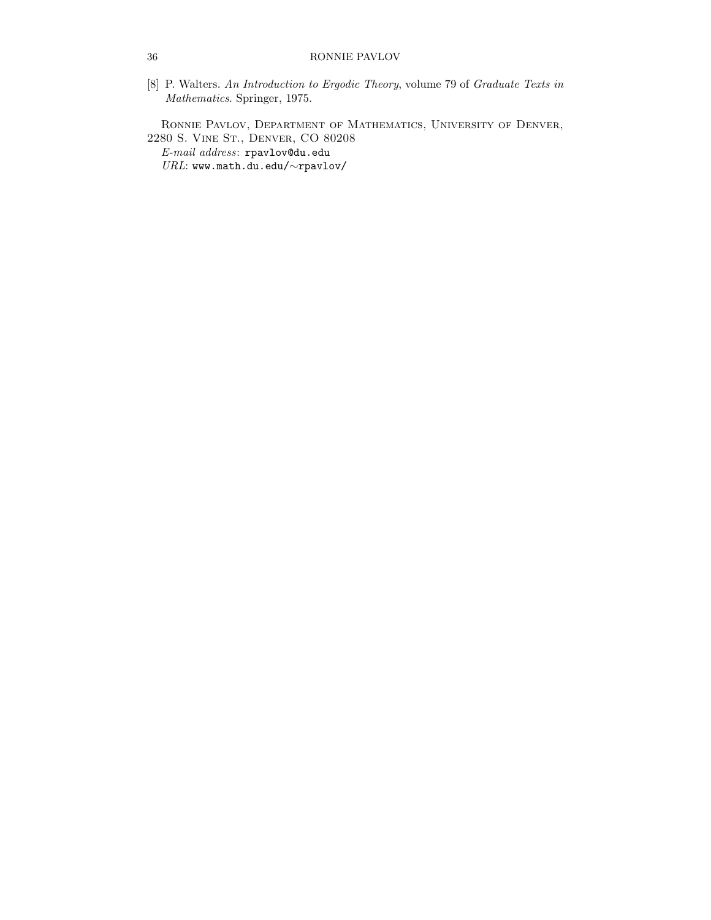[8] P. Walters. *An Introduction to Ergodic Theory*, volume 79 of *Graduate Texts in Mathematics*. Springer, 1975.

Ronnie Pavlov, Department of Mathematics, University of Denver, 2280 S. Vine St., Denver, CO 80208

*E-mail address*: `rpavlov@du.edu`

*URL*: `www.math.du.edu/~rpavlov/`